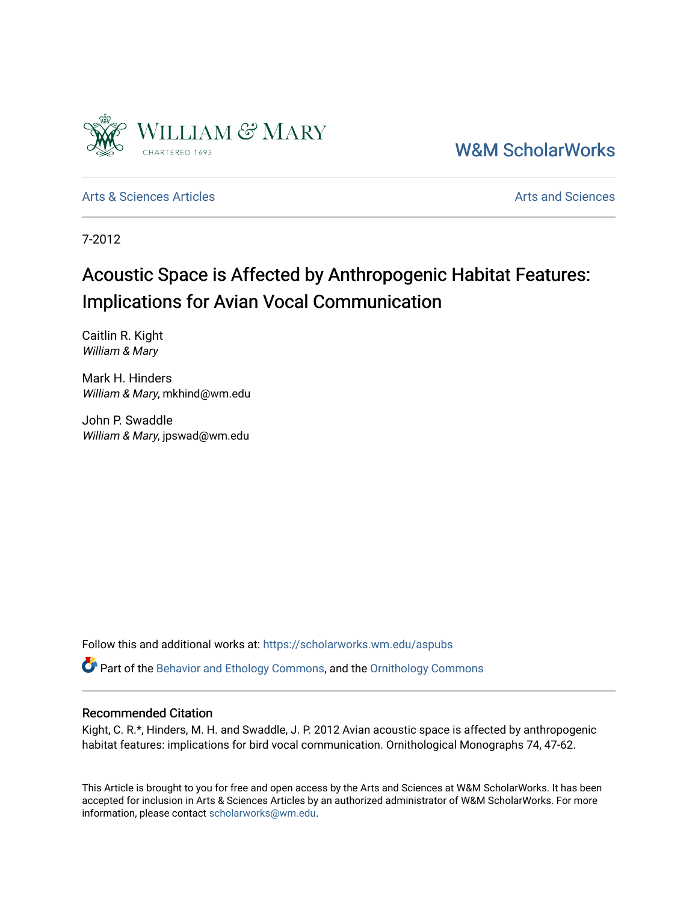William & Mary

W&M ScholarWorks

Arts & Sciences Articles

Arts and Sciences

7-2012

# Acoustic Space is Affected by Anthropogenic Habitat Features: Implications for Avian Vocal Communication

Caitlin R. Kight
*William & Mary*

Mark H. Hinders
*William & Mary*, mkhind@wm.edu

John P. Swaddle
*William & Mary*, jpswad@wm.edu

Follow this and additional works at: https://scholarworks.wm.edu/aspubs

Part of the Behavior and Ethology Commons, and the Ornithology Commons

## Recommended Citation

Kight, C. R.*, Hinders, M. H. and Swaddle, J. P. 2012 Avian acoustic space is affected by anthropogenic habitat features: implications for bird vocal communication. Ornithological Monographs 74, 47-62.

This Article is brought to you for free and open access by the Arts and Sciences at W&M ScholarWorks. It has been accepted for inclusion in Arts & Sciences Articles by an authorized administrator of W&M ScholarWorks. For more information, please contact scholarworks@wm.edu.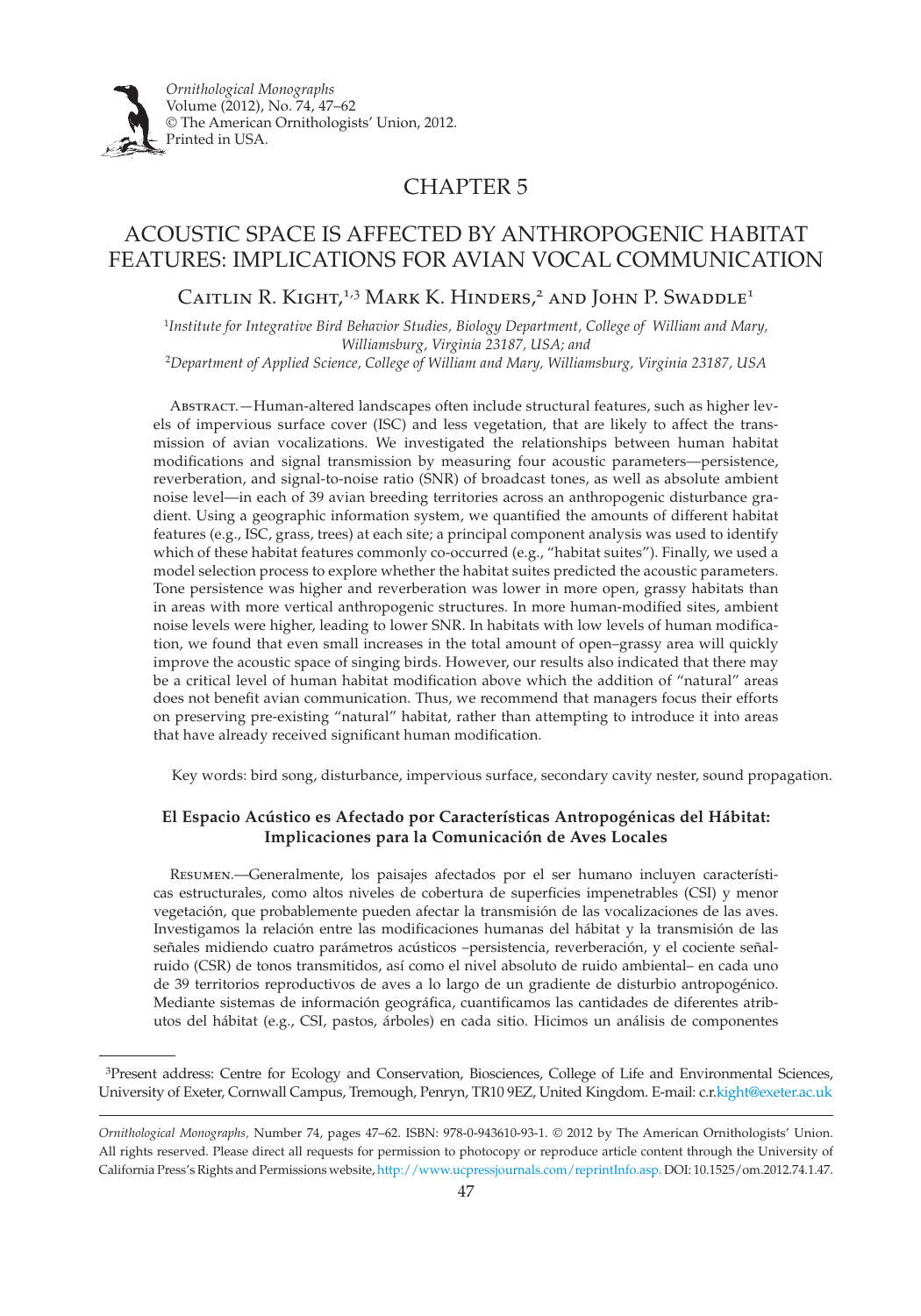# CHAPTER 5

# ACOUSTIC SPACE IS AFFECTED BY ANTHROPOGENIC HABITAT FEATURES: IMPLICATIONS FOR AVIAN VOCAL COMMUNICATION

Caitlin R. Kight,[1,3] Mark K. Hinders,[2] and John P. Swaddle[1]

[1]*Institute for Integrative Bird Behavior Studies, Biology Department, College of William and Mary, Williamsburg, Virginia 23187, USA; and*
[2]*Department of Applied Science, College of William and Mary, Williamsburg, Virginia 23187, USA*

Abstract.—Human-altered landscapes often include structural features, such as higher levels of impervious surface cover (ISC) and less vegetation, that are likely to affect the transmission of avian vocalizations. We investigated the relationships between human habitat modifications and signal transmission by measuring four acoustic parameters—persistence, reverberation, and signal-to-noise ratio (SNR) of broadcast tones, as well as absolute ambient noise level—in each of 39 avian breeding territories across an anthropogenic disturbance gradient. Using a geographic information system, we quantified the amounts of different habitat features (e.g., ISC, grass, trees) at each site; a principal component analysis was used to identify which of these habitat features commonly co-occurred (e.g., "habitat suites"). Finally, we used a model selection process to explore whether the habitat suites predicted the acoustic parameters. Tone persistence was higher and reverberation was lower in more open, grassy habitats than in areas with more vertical anthropogenic structures. In more human-modified sites, ambient noise levels were higher, leading to lower SNR. In habitats with low levels of human modification, we found that even small increases in the total amount of open–grassy area will quickly improve the acoustic space of singing birds. However, our results also indicated that there may be a critical level of human habitat modification above which the addition of "natural" areas does not benefit avian communication. Thus, we recommend that managers focus their efforts on preserving pre-existing "natural" habitat, rather than attempting to introduce it into areas that have already received significant human modification.

Key words: bird song, disturbance, impervious surface, secondary cavity nester, sound propagation.

### El Espacio Acústico es Afectado por Características Antropogénicas del Hábitat: Implicaciones para la Comunicación de Aves Locales

Resumen.—Generalmente, los paisajes afectados por el ser humano incluyen características estructurales, como altos niveles de cobertura de superficies impenetrables (CSI) y menor vegetación, que probablemente pueden afectar la transmisión de las vocalizaciones de las aves. Investigamos la relación entre las modificaciones humanas del hábitat y la transmisión de las señales midiendo cuatro parámetros acústicos –persistencia, reverberación, y el cociente señal-ruido (CSR) de tonos transmitidos, así como el nivel absoluto de ruido ambiental– en cada uno de 39 territorios reproductivos de aves a lo largo de un gradiente de disturbio antropogénico. Mediante sistemas de información geográfica, cuantificamos las cantidades de diferentes atributos del hábitat (e.g., CSI, pastos, árboles) en cada sitio. Hicimos un análisis de componentes

[3]Present address: Centre for Ecology and Conservation, Biosciences, College of Life and Environmental Sciences, University of Exeter, Cornwall Campus, Tremough, Penryn, TR10 9EZ, United Kingdom. E-mail: c.r.kight@exeter.ac.uk

*Ornithological Monographs,* Number 74, pages 47–62. ISBN: 978-0-943610-93-1. © 2012 by The American Ornithologists' Union. All rights reserved. Please direct all requests for permission to photocopy or reproduce article content through the University of California Press's Rights and Permissions website, http://www.ucpressjournals.com/reprintInfo.asp. DOI: 10.1525/om.2012.74.1.47.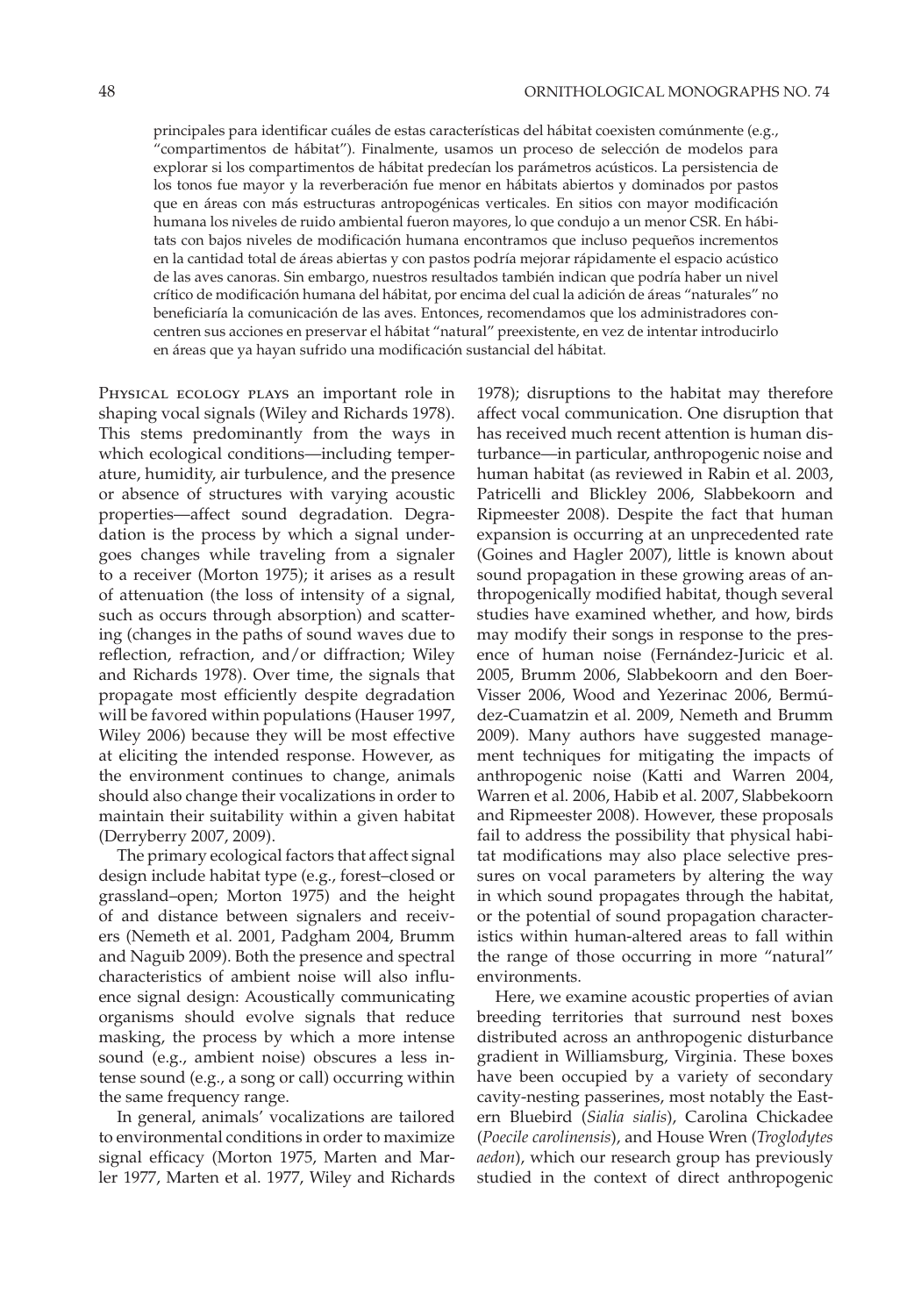principales para identificar cuáles de estas características del hábitat coexisten comúnmente (e.g., "compartimentos de hábitat"). Finalmente, usamos un proceso de selección de modelos para explorar si los compartimentos de hábitat predecían los parámetros acústicos. La persistencia de los tonos fue mayor y la reverberación fue menor en hábitats abiertos y dominados por pastos que en áreas con más estructuras antropogénicas verticales. En sitios con mayor modificación humana los niveles de ruido ambiental fueron mayores, lo que condujo a un menor CSR. En hábitats con bajos niveles de modificación humana encontramos que incluso pequeños incrementos en la cantidad total de áreas abiertas y con pastos podría mejorar rápidamente el espacio acústico de las aves canoras. Sin embargo, nuestros resultados también indican que podría haber un nivel crítico de modificación humana del hábitat, por encima del cual la adición de áreas "naturales" no beneficiaría la comunicación de las aves. Entonces, recomendamos que los administradores concentren sus acciones en preservar el hábitat "natural" preexistente, en vez de intentar introducirlo en áreas que ya hayan sufrido una modificación sustancial del hábitat.

Physical ecology plays an important role in shaping vocal signals (Wiley and Richards 1978). This stems predominantly from the ways in which ecological conditions—including temperature, humidity, air turbulence, and the presence or absence of structures with varying acoustic properties—affect sound degradation. Degradation is the process by which a signal undergoes changes while traveling from a signaler to a receiver (Morton 1975); it arises as a result of attenuation (the loss of intensity of a signal, such as occurs through absorption) and scattering (changes in the paths of sound waves due to reflection, refraction, and/or diffraction; Wiley and Richards 1978). Over time, the signals that propagate most efficiently despite degradation will be favored within populations (Hauser 1997, Wiley 2006) because they will be most effective at eliciting the intended response. However, as the environment continues to change, animals should also change their vocalizations in order to maintain their suitability within a given habitat (Derryberry 2007, 2009).

The primary ecological factors that affect signal design include habitat type (e.g., forest–closed or grassland–open; Morton 1975) and the height of and distance between signalers and receivers (Nemeth et al. 2001, Padgham 2004, Brumm and Naguib 2009). Both the presence and spectral characteristics of ambient noise will also influence signal design: Acoustically communicating organisms should evolve signals that reduce masking, the process by which a more intense sound (e.g., ambient noise) obscures a less intense sound (e.g., a song or call) occurring within the same frequency range.

In general, animals' vocalizations are tailored to environmental conditions in order to maximize signal efficacy (Morton 1975, Marten and Marler 1977, Marten et al. 1977, Wiley and Richards 1978); disruptions to the habitat may therefore affect vocal communication. One disruption that has received much recent attention is human disturbance—in particular, anthropogenic noise and human habitat (as reviewed in Rabin et al. 2003, Patricelli and Blickley 2006, Slabbekoorn and Ripmeester 2008). Despite the fact that human expansion is occurring at an unprecedented rate (Goines and Hagler 2007), little is known about sound propagation in these growing areas of anthropogenically modified habitat, though several studies have examined whether, and how, birds may modify their songs in response to the presence of human noise (Fernández-Juricic et al. 2005, Brumm 2006, Slabbekoorn and den Boer-Visser 2006, Wood and Yezerinac 2006, Bermúdez-Cuamatzin et al. 2009, Nemeth and Brumm 2009). Many authors have suggested management techniques for mitigating the impacts of anthropogenic noise (Katti and Warren 2004, Warren et al. 2006, Habib et al. 2007, Slabbekoorn and Ripmeester 2008). However, these proposals fail to address the possibility that physical habitat modifications may also place selective pressures on vocal parameters by altering the way in which sound propagates through the habitat, or the potential of sound propagation characteristics within human-altered areas to fall within the range of those occurring in more "natural" environments.

Here, we examine acoustic properties of avian breeding territories that surround nest boxes distributed across an anthropogenic disturbance gradient in Williamsburg, Virginia. These boxes have been occupied by a variety of secondary cavity-nesting passerines, most notably the Eastern Bluebird (*Sialia sialis*), Carolina Chickadee (*Poecile carolinensis*), and House Wren (*Troglodytes aedon*), which our research group has previously studied in the context of direct anthropogenic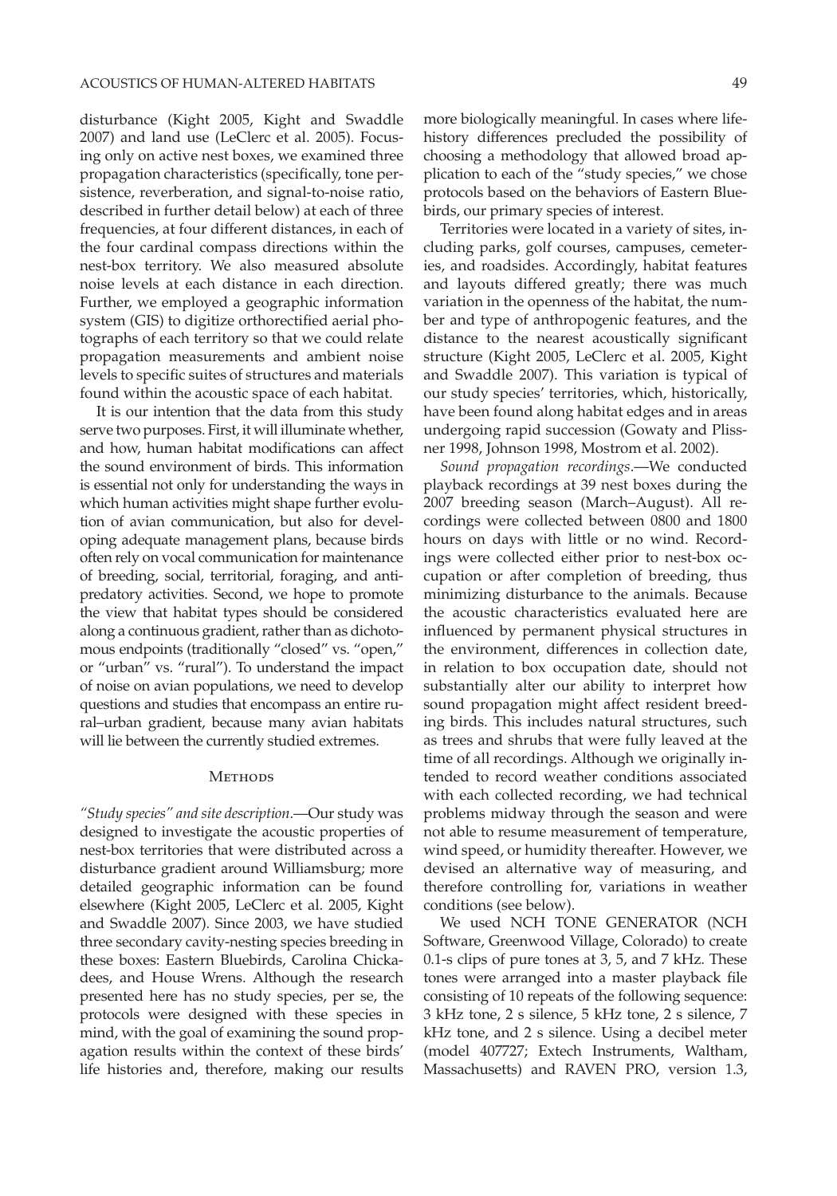disturbance (Kight 2005, Kight and Swaddle 2007) and land use (LeClerc et al. 2005). Focusing only on active nest boxes, we examined three propagation characteristics (specifically, tone persistence, reverberation, and signal-to-noise ratio, described in further detail below) at each of three frequencies, at four different distances, in each of the four cardinal compass directions within the nest-box territory. We also measured absolute noise levels at each distance in each direction. Further, we employed a geographic information system (GIS) to digitize orthorectified aerial photographs of each territory so that we could relate propagation measurements and ambient noise levels to specific suites of structures and materials found within the acoustic space of each habitat.

It is our intention that the data from this study serve two purposes. First, it will illuminate whether, and how, human habitat modifications can affect the sound environment of birds. This information is essential not only for understanding the ways in which human activities might shape further evolution of avian communication, but also for developing adequate management plans, because birds often rely on vocal communication for maintenance of breeding, social, territorial, foraging, and antipredatory activities. Second, we hope to promote the view that habitat types should be considered along a continuous gradient, rather than as dichotomous endpoints (traditionally "closed" vs. "open," or "urban" vs. "rural"). To understand the impact of noise on avian populations, we need to develop questions and studies that encompass an entire rural–urban gradient, because many avian habitats will lie between the currently studied extremes.

## Methods

*"Study species" and site description*.—Our study was designed to investigate the acoustic properties of nest-box territories that were distributed across a disturbance gradient around Williamsburg; more detailed geographic information can be found elsewhere (Kight 2005, LeClerc et al. 2005, Kight and Swaddle 2007). Since 2003, we have studied three secondary cavity-nesting species breeding in these boxes: Eastern Bluebirds, Carolina Chickadees, and House Wrens. Although the research presented here has no study species, per se, the protocols were designed with these species in mind, with the goal of examining the sound propagation results within the context of these birds' life histories and, therefore, making our results more biologically meaningful. In cases where life-history differences precluded the possibility of choosing a methodology that allowed broad application to each of the "study species," we chose protocols based on the behaviors of Eastern Bluebirds, our primary species of interest.

Territories were located in a variety of sites, including parks, golf courses, campuses, cemeteries, and roadsides. Accordingly, habitat features and layouts differed greatly; there was much variation in the openness of the habitat, the number and type of anthropogenic features, and the distance to the nearest acoustically significant structure (Kight 2005, LeClerc et al. 2005, Kight and Swaddle 2007). This variation is typical of our study species' territories, which, historically, have been found along habitat edges and in areas undergoing rapid succession (Gowaty and Plissner 1998, Johnson 1998, Mostrom et al. 2002).

*Sound propagation recordings*.—We conducted playback recordings at 39 nest boxes during the 2007 breeding season (March–August). All recordings were collected between 0800 and 1800 hours on days with little or no wind. Recordings were collected either prior to nest-box occupation or after completion of breeding, thus minimizing disturbance to the animals. Because the acoustic characteristics evaluated here are influenced by permanent physical structures in the environment, differences in collection date, in relation to box occupation date, should not substantially alter our ability to interpret how sound propagation might affect resident breeding birds. This includes natural structures, such as trees and shrubs that were fully leaved at the time of all recordings. Although we originally intended to record weather conditions associated with each collected recording, we had technical problems midway through the season and were not able to resume measurement of temperature, wind speed, or humidity thereafter. However, we devised an alternative way of measuring, and therefore controlling for, variations in weather conditions (see below).

We used NCH TONE GENERATOR (NCH Software, Greenwood Village, Colorado) to create 0.1-s clips of pure tones at 3, 5, and 7 kHz. These tones were arranged into a master playback file consisting of 10 repeats of the following sequence: 3 kHz tone, 2 s silence, 5 kHz tone, 2 s silence, 7 kHz tone, and 2 s silence. Using a decibel meter (model 407727; Extech Instruments, Waltham, Massachusetts) and RAVEN PRO, version 1.3,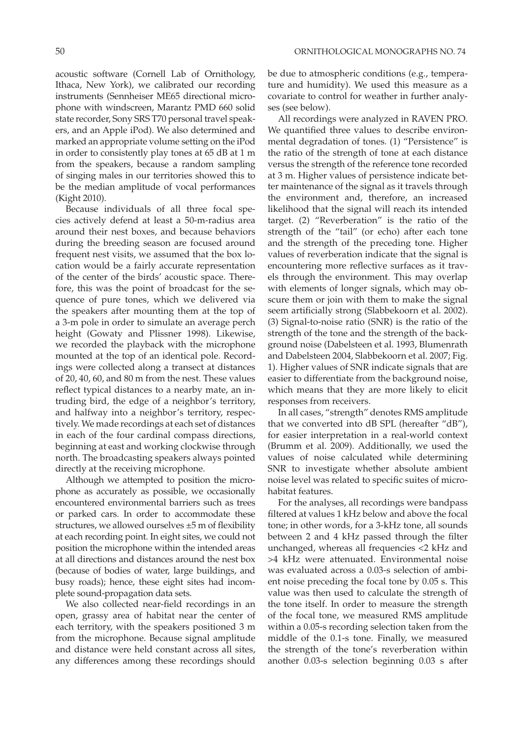acoustic software (Cornell Lab of Ornithology, Ithaca, New York), we calibrated our recording instruments (Sennheiser ME65 directional microphone with windscreen, Marantz PMD 660 solid state recorder, Sony SRS T70 personal travel speakers, and an Apple iPod). We also determined and marked an appropriate volume setting on the iPod in order to consistently play tones at 65 dB at 1 m from the speakers, because a random sampling of singing males in our territories showed this to be the median amplitude of vocal performances (Kight 2010).

Because individuals of all three focal species actively defend at least a 50-m-radius area around their nest boxes, and because behaviors during the breeding season are focused around frequent nest visits, we assumed that the box location would be a fairly accurate representation of the center of the birds' acoustic space. Therefore, this was the point of broadcast for the sequence of pure tones, which we delivered via the speakers after mounting them at the top of a 3-m pole in order to simulate an average perch height (Gowaty and Plissner 1998). Likewise, we recorded the playback with the microphone mounted at the top of an identical pole. Recordings were collected along a transect at distances of 20, 40, 60, and 80 m from the nest. These values reflect typical distances to a nearby mate, an intruding bird, the edge of a neighbor's territory, and halfway into a neighbor's territory, respectively. We made recordings at each set of distances in each of the four cardinal compass directions, beginning at east and working clockwise through north. The broadcasting speakers always pointed directly at the receiving microphone.

Although we attempted to position the microphone as accurately as possible, we occasionally encountered environmental barriers such as trees or parked cars. In order to accommodate these structures, we allowed ourselves ±5 m of flexibility at each recording point. In eight sites, we could not position the microphone within the intended areas at all directions and distances around the nest box (because of bodies of water, large buildings, and busy roads); hence, these eight sites had incomplete sound-propagation data sets.

We also collected near-field recordings in an open, grassy area of habitat near the center of each territory, with the speakers positioned 3 m from the microphone. Because signal amplitude and distance were held constant across all sites, any differences among these recordings should be due to atmospheric conditions (e.g., temperature and humidity). We used this measure as a covariate to control for weather in further analyses (see below).

All recordings were analyzed in RAVEN PRO. We quantified three values to describe environmental degradation of tones. (1) "Persistence" is the ratio of the strength of tone at each distance versus the strength of the reference tone recorded at 3 m. Higher values of persistence indicate better maintenance of the signal as it travels through the environment and, therefore, an increased likelihood that the signal will reach its intended target. (2) "Reverberation" is the ratio of the strength of the "tail" (or echo) after each tone and the strength of the preceding tone. Higher values of reverberation indicate that the signal is encountering more reflective surfaces as it travels through the environment. This may overlap with elements of longer signals, which may obscure them or join with them to make the signal seem artificially strong (Slabbekoorn et al. 2002). (3) Signal-to-noise ratio (SNR) is the ratio of the strength of the tone and the strength of the background noise (Dabelsteen et al. 1993, Blumenrath and Dabelsteen 2004, Slabbekoorn et al. 2007; Fig. 1). Higher values of SNR indicate signals that are easier to differentiate from the background noise, which means that they are more likely to elicit responses from receivers.

In all cases, "strength" denotes RMS amplitude that we converted into dB SPL (hereafter "dB"), for easier interpretation in a real-world context (Brumm et al. 2009). Additionally, we used the values of noise calculated while determining SNR to investigate whether absolute ambient noise level was related to specific suites of microhabitat features.

For the analyses, all recordings were bandpass filtered at values 1 kHz below and above the focal tone; in other words, for a 3-kHz tone, all sounds between 2 and 4 kHz passed through the filter unchanged, whereas all frequencies <2 kHz and >4 kHz were attenuated. Environmental noise was evaluated across a 0.03-s selection of ambient noise preceding the focal tone by 0.05 s. This value was then used to calculate the strength of the tone itself. In order to measure the strength of the focal tone, we measured RMS amplitude within a 0.05-s recording selection taken from the middle of the 0.1-s tone. Finally, we measured the strength of the tone's reverberation within another 0.03-s selection beginning 0.03 s after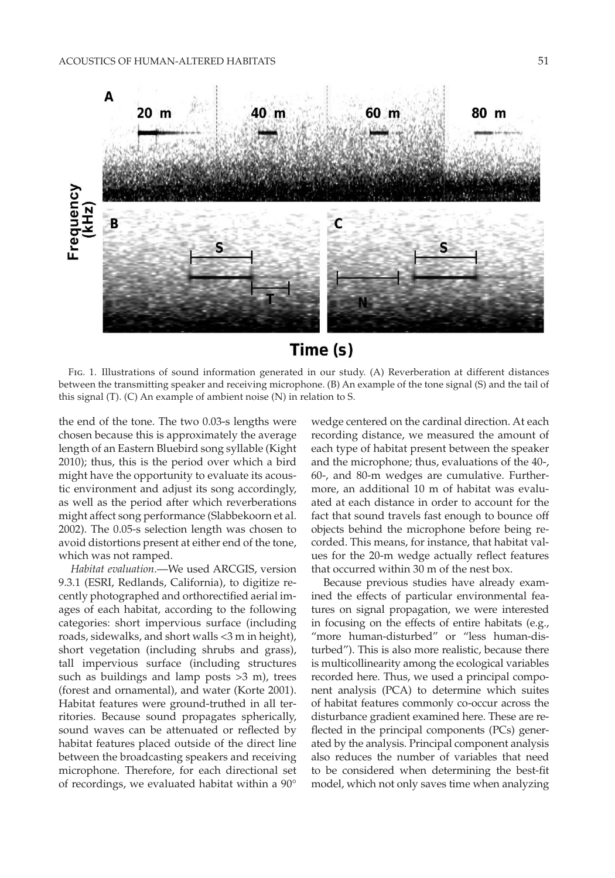Fig. 1. Illustrations of sound information generated in our study. (A) Reverberation at different distances between the transmitting speaker and receiving microphone. (B) An example of the tone signal (S) and the tail of this signal (T). (C) An example of ambient noise (N) in relation to S.

the end of the tone. The two 0.03-s lengths were chosen because this is approximately the average length of an Eastern Bluebird song syllable (Kight 2010); thus, this is the period over which a bird might have the opportunity to evaluate its acoustic environment and adjust its song accordingly, as well as the period after which reverberations might affect song performance (Slabbekoorn et al. 2002). The 0.05-s selection length was chosen to avoid distortions present at either end of the tone, which was not ramped.

*Habitat evaluation.*—We used ARCGIS, version 9.3.1 (ESRI, Redlands, California), to digitize recently photographed and orthorectified aerial images of each habitat, according to the following categories: short impervious surface (including roads, sidewalks, and short walls <3 m in height), short vegetation (including shrubs and grass), tall impervious surface (including structures such as buildings and lamp posts >3 m), trees (forest and ornamental), and water (Korte 2001). Habitat features were ground-truthed in all territories. Because sound propagates spherically, sound waves can be attenuated or reflected by habitat features placed outside of the direct line between the broadcasting speakers and receiving microphone. Therefore, for each directional set of recordings, we evaluated habitat within a 90° wedge centered on the cardinal direction. At each recording distance, we measured the amount of each type of habitat present between the speaker and the microphone; thus, evaluations of the 40-, 60-, and 80-m wedges are cumulative. Furthermore, an additional 10 m of habitat was evaluated at each distance in order to account for the fact that sound travels fast enough to bounce off objects behind the microphone before being recorded. This means, for instance, that habitat values for the 20-m wedge actually reflect features that occurred within 30 m of the nest box.

Because previous studies have already examined the effects of particular environmental features on signal propagation, we were interested in focusing on the effects of entire habitats (e.g., "more human-disturbed" or "less human-disturbed"). This is also more realistic, because there is multicollinearity among the ecological variables recorded here. Thus, we used a principal component analysis (PCA) to determine which suites of habitat features commonly co-occur across the disturbance gradient examined here. These are reflected in the principal components (PCs) generated by the analysis. Principal component analysis also reduces the number of variables that need to be considered when determining the best-fit model, which not only saves time when analyzing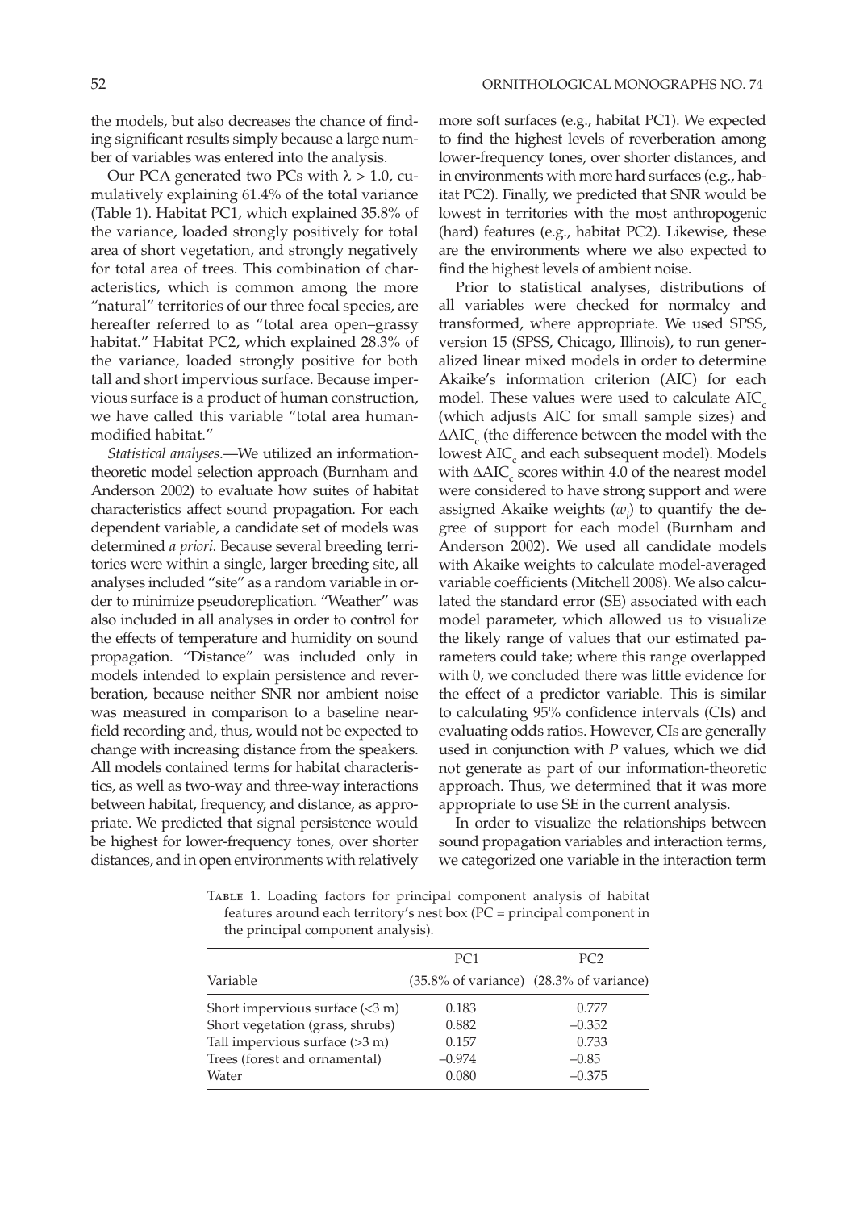the models, but also decreases the chance of finding significant results simply because a large number of variables was entered into the analysis.

Our PCA generated two PCs with $\lambda > 1.0$, cumulatively explaining 61.4% of the total variance (Table 1). Habitat PC1, which explained 35.8% of the variance, loaded strongly positively for total area of short vegetation, and strongly negatively for total area of trees. This combination of characteristics, which is common among the more "natural" territories of our three focal species, are hereafter referred to as "total area open–grassy habitat." Habitat PC2, which explained 28.3% of the variance, loaded strongly positive for both tall and short impervious surface. Because impervious surface is a product of human construction, we have called this variable "total area human-modified habitat."

*Statistical analyses*.—We utilized an information-theoretic model selection approach (Burnham and Anderson 2002) to evaluate how suites of habitat characteristics affect sound propagation. For each dependent variable, a candidate set of models was determined *a priori*. Because several breeding territories were within a single, larger breeding site, all analyses included "site" as a random variable in order to minimize pseudoreplication. "Weather" was also included in all analyses in order to control for the effects of temperature and humidity on sound propagation. "Distance" was included only in models intended to explain persistence and reverberation, because neither SNR nor ambient noise was measured in comparison to a baseline near-field recording and, thus, would not be expected to change with increasing distance from the speakers. All models contained terms for habitat characteristics, as well as two-way and three-way interactions between habitat, frequency, and distance, as appropriate. We predicted that signal persistence would be highest for lower-frequency tones, over shorter distances, and in open environments with relatively more soft surfaces (e.g., habitat PC1). We expected to find the highest levels of reverberation among lower-frequency tones, over shorter distances, and in environments with more hard surfaces (e.g., habitat PC2). Finally, we predicted that SNR would be lowest in territories with the most anthropogenic (hard) features (e.g., habitat PC2). Likewise, these are the environments where we also expected to find the highest levels of ambient noise.

Prior to statistical analyses, distributions of all variables were checked for normalcy and transformed, where appropriate. We used SPSS, version 15 (SPSS, Chicago, Illinois), to run generalized linear mixed models in order to determine Akaike's information criterion (AIC) for each model. These values were used to calculate $AIC_c$ (which adjusts AIC for small sample sizes) and $\Delta AIC_c$ (the difference between the model with the lowest $AIC_c$ and each subsequent model). Models with $\Delta AIC_c$ scores within 4.0 of the nearest model were considered to have strong support and were assigned Akaike weights ($w_i$) to quantify the degree of support for each model (Burnham and Anderson 2002). We used all candidate models with Akaike weights to calculate model-averaged variable coefficients (Mitchell 2008). We also calculated the standard error (SE) associated with each model parameter, which allowed us to visualize the likely range of values that our estimated parameters could take; where this range overlapped with 0, we concluded there was little evidence for the effect of a predictor variable. This is similar to calculating 95% confidence intervals (CIs) and evaluating odds ratios. However, CIs are generally used in conjunction with $P$ values, which we did not generate as part of our information-theoretic approach. Thus, we determined that it was more appropriate to use SE in the current analysis.

In order to visualize the relationships between sound propagation variables and interaction terms, we categorized one variable in the interaction term

Table 1. Loading factors for principal component analysis of habitat features around each territory's nest box (PC = principal component in the principal component analysis).

| Variable | PC1 (35.8% of variance) | PC2 (28.3% of variance) |
|---|---|---|
| Short impervious surface (<3 m) | 0.183 | 0.777 |
| Short vegetation (grass, shrubs) | 0.882 | –0.352 |
| Tall impervious surface (>3 m) | 0.157 | 0.733 |
| Trees (forest and ornamental) | –0.974 | –0.85 |
| Water | 0.080 | –0.375 |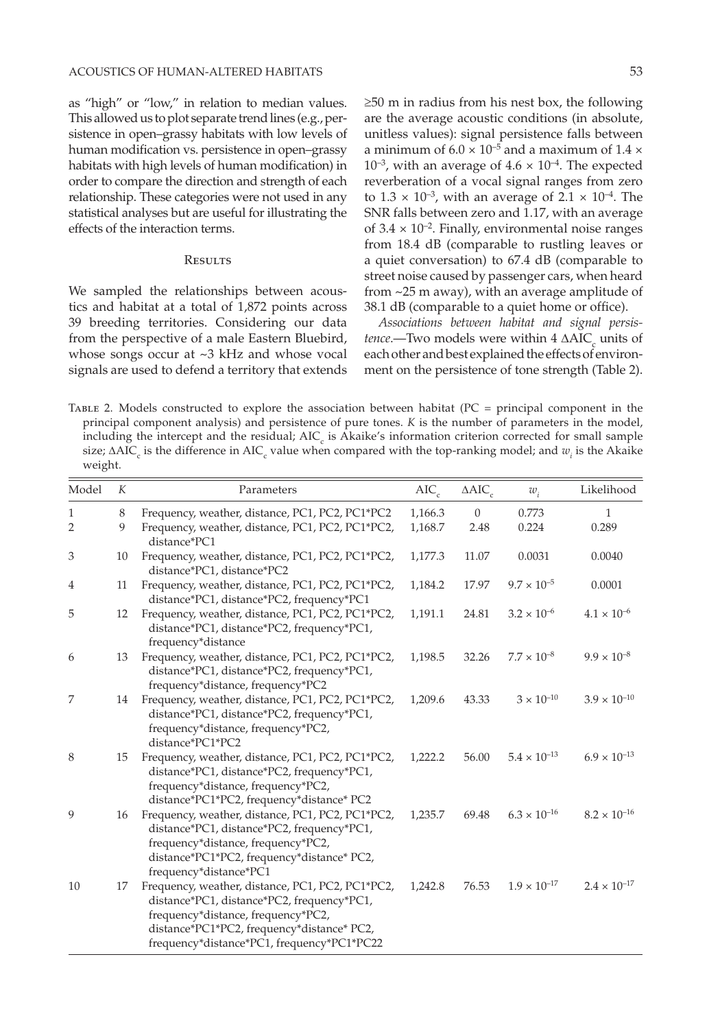as "high" or "low," in relation to median values. This allowed us to plot separate trend lines (e.g., persistence in open–grassy habitats with low levels of human modification vs. persistence in open–grassy habitats with high levels of human modification) in order to compare the direction and strength of each relationship. These categories were not used in any statistical analyses but are useful for illustrating the effects of the interaction terms.

## Results

We sampled the relationships between acoustics and habitat at a total of 1,872 points across 39 breeding territories. Considering our data from the perspective of a male Eastern Bluebird, whose songs occur at ~3 kHz and whose vocal signals are used to defend a territory that extends ≥50 m in radius from his nest box, the following are the average acoustic conditions (in absolute, unitless values): signal persistence falls between a minimum of $6.0 \times 10^{-5}$ and a maximum of $1.4 \times 10^{-3}$, with an average of $4.6 \times 10^{-4}$. The expected reverberation of a vocal signal ranges from zero to $1.3 \times 10^{-3}$, with an average of $2.1 \times 10^{-4}$. The SNR falls between zero and 1.17, with an average of $3.4 \times 10^{-2}$. Finally, environmental noise ranges from 18.4 dB (comparable to rustling leaves or a quiet conversation) to 67.4 dB (comparable to street noise caused by passenger cars, when heard from ~25 m away), with an average amplitude of 38.1 dB (comparable to a quiet home or office).

*Associations between habitat and signal persistence.*—Two models were within 4 $\Delta AIC_c$ units of each other and best explained the effects of environment on the persistence of tone strength (Table 2).

Table 2. Models constructed to explore the association between habitat (PC = principal component in the principal component analysis) and persistence of pure tones. $K$ is the number of parameters in the model, including the intercept and the residual; $AIC_c$ is Akaike's information criterion corrected for small sample size; $\Delta AIC_c$ is the difference in $AIC_c$ value when compared with the top-ranking model; and $w_i$ is the Akaike weight.

| Model | $K$ | Parameters | $AIC_c$ | $\Delta AIC_c$ | $w_i$ | Likelihood |
|---|---|---|---|---|---|---|
| 1 | 8 | Frequency, weather, distance, PC1, PC2, PC1*PC2 | 1,166.3 | 0 | 0.773 | 1 |
| 2 | 9 | Frequency, weather, distance, PC1, PC2, PC1*PC2, distance*PC1 | 1,168.7 | 2.48 | 0.224 | 0.289 |
| 3 | 10 | Frequency, weather, distance, PC1, PC2, PC1*PC2, distance*PC1, distance*PC2 | 1,177.3 | 11.07 | 0.0031 | 0.0040 |
| 4 | 11 | Frequency, weather, distance, PC1, PC2, PC1*PC2, distance*PC1, distance*PC2, frequency*PC1 | 1,184.2 | 17.97 | $9.7 \times 10^{-5}$ | 0.0001 |
| 5 | 12 | Frequency, weather, distance, PC1, PC2, PC1*PC2, distance*PC1, distance*PC2, frequency*PC1, frequency*distance | 1,191.1 | 24.81 | $3.2 \times 10^{-6}$ | $4.1 \times 10^{-6}$ |
| 6 | 13 | Frequency, weather, distance, PC1, PC2, PC1*PC2, distance*PC1, distance*PC2, frequency*PC1, frequency*distance, frequency*PC2 | 1,198.5 | 32.26 | $7.7 \times 10^{-8}$ | $9.9 \times 10^{-8}$ |
| 7 | 14 | Frequency, weather, distance, PC1, PC2, PC1*PC2, distance*PC1, distance*PC2, frequency*PC1, frequency*distance, frequency*PC2, distance*PC1*PC2 | 1,209.6 | 43.33 | $3 \times 10^{-10}$ | $3.9 \times 10^{-10}$ |
| 8 | 15 | Frequency, weather, distance, PC1, PC2, PC1*PC2, distance*PC1, distance*PC2, frequency*PC1, frequency*distance, frequency*PC2, distance*PC1*PC2, frequency*distance* PC2 | 1,222.2 | 56.00 | $5.4 \times 10^{-13}$ | $6.9 \times 10^{-13}$ |
| 9 | 16 | Frequency, weather, distance, PC1, PC2, PC1*PC2, distance*PC1, distance*PC2, frequency*PC1, frequency*distance, frequency*PC2, distance*PC1*PC2, frequency*distance* PC2, frequency*distance*PC1 | 1,235.7 | 69.48 | $6.3 \times 10^{-16}$ | $8.2 \times 10^{-16}$ |
| 10 | 17 | Frequency, weather, distance, PC1, PC2, PC1*PC2, distance*PC1, distance*PC2, frequency*PC1, frequency*distance, frequency*PC2, distance*PC1*PC2, frequency*distance* PC2, frequency*distance*PC1, frequency*PC1*PC22 | 1,242.8 | 76.53 | $1.9 \times 10^{-17}$ | $2.4 \times 10^{-17}$ |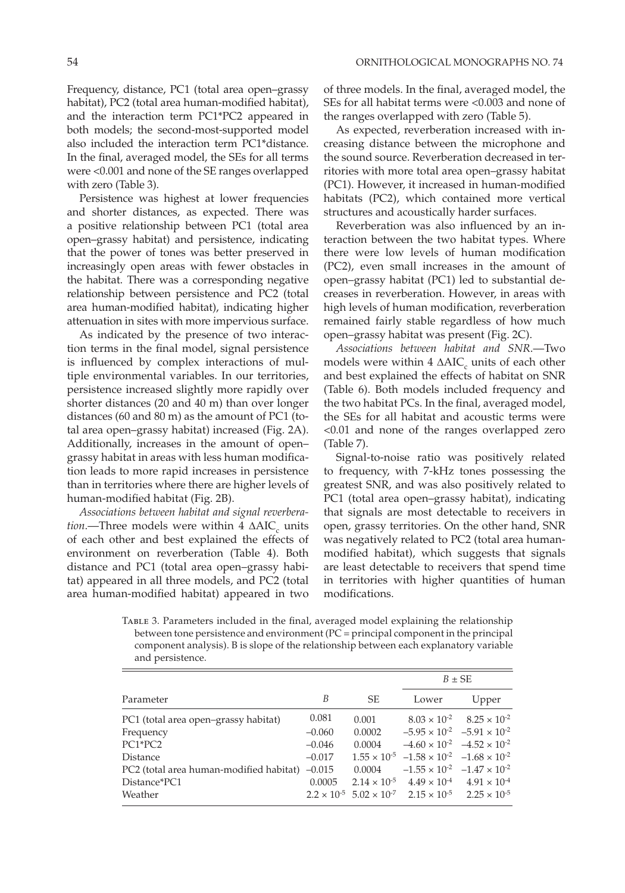Frequency, distance, PC1 (total area open–grassy habitat), PC2 (total area human-modified habitat), and the interaction term PC1*PC2 appeared in both models; the second-most-supported model also included the interaction term PC1*distance. In the final, averaged model, the SEs for all terms were <0.001 and none of the SE ranges overlapped with zero (Table 3).

Persistence was highest at lower frequencies and shorter distances, as expected. There was a positive relationship between PC1 (total area open–grassy habitat) and persistence, indicating that the power of tones was better preserved in increasingly open areas with fewer obstacles in the habitat. There was a corresponding negative relationship between persistence and PC2 (total area human-modified habitat), indicating higher attenuation in sites with more impervious surface.

As indicated by the presence of two interaction terms in the final model, signal persistence is influenced by complex interactions of multiple environmental variables. In our territories, persistence increased slightly more rapidly over shorter distances (20 and 40 m) than over longer distances (60 and 80 m) as the amount of PC1 (total area open–grassy habitat) increased (Fig. 2A). Additionally, increases in the amount of open–grassy habitat in areas with less human modification leads to more rapid increases in persistence than in territories where there are higher levels of human-modified habitat (Fig. 2B).

*Associations between habitat and signal reverberation*.—Three models were within 4 $\Delta AIC_c$ units of each other and best explained the effects of environment on reverberation (Table 4). Both distance and PC1 (total area open–grassy habitat) appeared in all three models, and PC2 (total area human-modified habitat) appeared in two of three models. In the final, averaged model, the SEs for all habitat terms were <0.003 and none of the ranges overlapped with zero (Table 5).

As expected, reverberation increased with increasing distance between the microphone and the sound source. Reverberation decreased in territories with more total area open–grassy habitat (PC1). However, it increased in human-modified habitats (PC2), which contained more vertical structures and acoustically harder surfaces.

Reverberation was also influenced by an interaction between the two habitat types. Where there were low levels of human modification (PC2), even small increases in the amount of open–grassy habitat (PC1) led to substantial decreases in reverberation. However, in areas with high levels of human modification, reverberation remained fairly stable regardless of how much open–grassy habitat was present (Fig. 2C).

*Associations between habitat and SNR*.—Two models were within 4 $\Delta AIC_c$ units of each other and best explained the effects of habitat on SNR (Table 6). Both models included frequency and the two habitat PCs. In the final, averaged model, the SEs for all habitat and acoustic terms were <0.01 and none of the ranges overlapped zero (Table 7).

Signal-to-noise ratio was positively related to frequency, with 7-kHz tones possessing the greatest SNR, and was also positively related to PC1 (total area open–grassy habitat), indicating that signals are most detectable to receivers in open, grassy territories. On the other hand, SNR was negatively related to PC2 (total area human-modified habitat), which suggests that signals are least detectable to receivers that spend time in territories with higher quantities of human modifications.

Table 3. Parameters included in the final, averaged model explaining the relationship between tone persistence and environment (PC = principal component in the principal component analysis). B is slope of the relationship between each explanatory variable and persistence.

| Parameter | *B* | SE | $B \pm$ SE | |
|---|---|---|---|---|
| | | | Lower | Upper |
| PC1 (total area open–grassy habitat) | 0.081 | 0.001 | $8.03 \times 10^{-2}$ | $8.25 \times 10^{-2}$ |
| Frequency | –0.060 | 0.0002 | $-5.95 \times 10^{-2}$ | $-5.91 \times 10^{-2}$ |
| PC1*PC2 | –0.046 | 0.0004 | $-4.60 \times 10^{-2}$ | $-4.52 \times 10^{-2}$ |
| Distance | –0.017 | $1.55 \times 10^{-5}$ | $-1.58 \times 10^{-2}$ | $-1.68 \times 10^{-2}$ |
| PC2 (total area human-modified habitat) | –0.015 | 0.0004 | $-1.55 \times 10^{-2}$ | $-1.47 \times 10^{-2}$ |
| Distance*PC1 | 0.0005 | $2.14 \times 10^{-5}$ | $4.49 \times 10^{-4}$ | $4.91 \times 10^{-4}$ |
| Weather | $2.2 \times 10^{-5}$ | $5.02 \times 10^{-7}$ | $2.15 \times 10^{-5}$ | $2.25 \times 10^{-5}$ |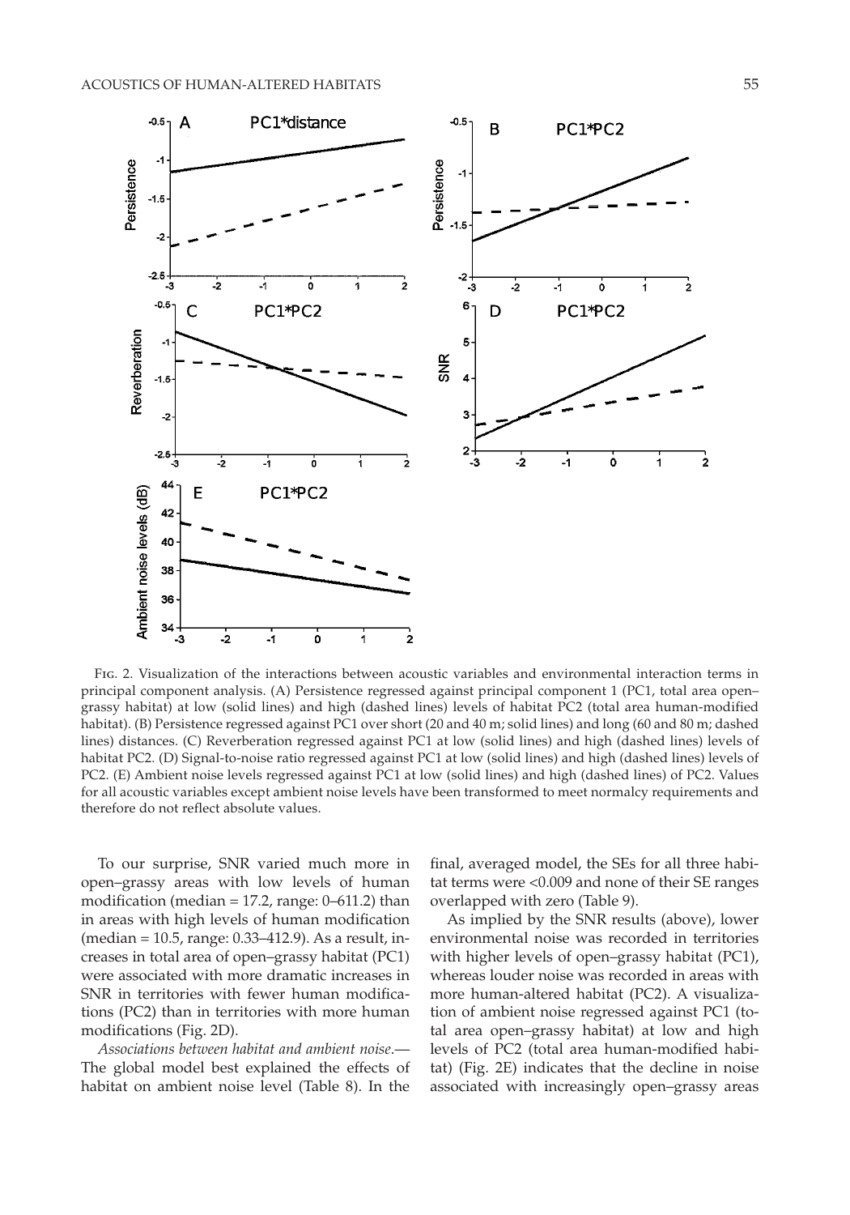Fig. 2. Visualization of the interactions between acoustic variables and environmental interaction terms in principal component analysis. (A) Persistence regressed against principal component 1 (PC1, total area open–grassy habitat) at low (solid lines) and high (dashed lines) levels of habitat PC2 (total area human-modified habitat). (B) Persistence regressed against PC1 over short (20 and 40 m; solid lines) and long (60 and 80 m; dashed lines) distances. (C) Reverberation regressed against PC1 at low (solid lines) and high (dashed lines) levels of habitat PC2. (D) Signal-to-noise ratio regressed against PC1 at low (solid lines) and high (dashed lines) levels of PC2. (E) Ambient noise levels regressed against PC1 at low (solid lines) and high (dashed lines) of PC2. Values for all acoustic variables except ambient noise levels have been transformed to meet normalcy requirements and therefore do not reflect absolute values.

To our surprise, SNR varied much more in open–grassy areas with low levels of human modification (median = 17.2, range: 0–611.2) than in areas with high levels of human modification (median = 10.5, range: 0.33–412.9). As a result, increases in total area of open–grassy habitat (PC1) were associated with more dramatic increases in SNR in territories with fewer human modifications (PC2) than in territories with more human modifications (Fig. 2D).

*Associations between habitat and ambient noise*.— The global model best explained the effects of habitat on ambient noise level (Table 8). In the final, averaged model, the SEs for all three habitat terms were <0.009 and none of their SE ranges overlapped with zero (Table 9).

As implied by the SNR results (above), lower environmental noise was recorded in territories with higher levels of open–grassy habitat (PC1), whereas louder noise was recorded in areas with more human-altered habitat (PC2). A visualization of ambient noise regressed against PC1 (total area open–grassy habitat) at low and high levels of PC2 (total area human-modified habitat) (Fig. 2E) indicates that the decline in noise associated with increasingly open–grassy areas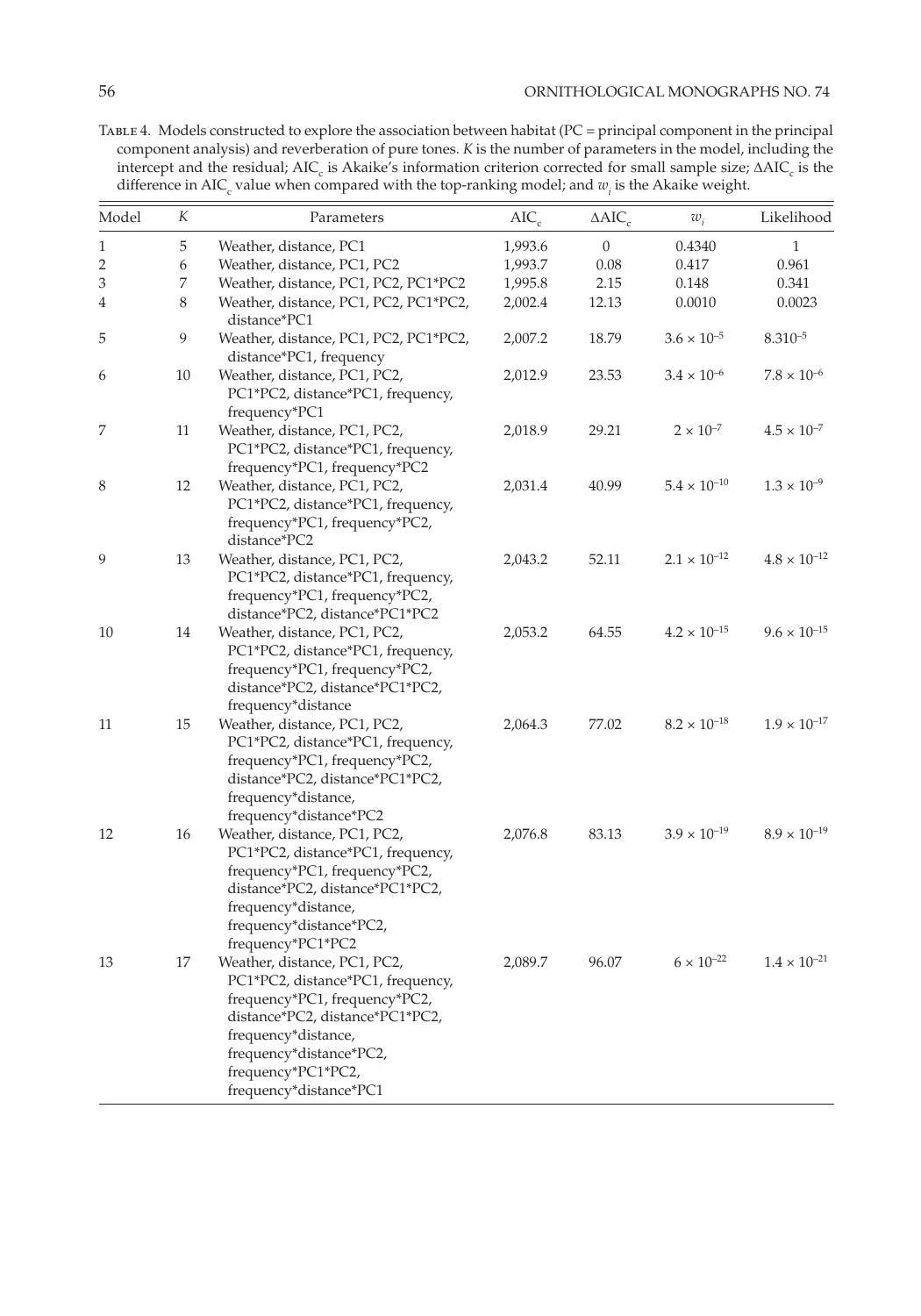Table 4. Models constructed to explore the association between habitat (PC = principal component in the principal component analysis) and reverberation of pure tones. $K$ is the number of parameters in the model, including the intercept and the residual; $AIC_c$ is Akaike's information criterion corrected for small sample size; $\Delta AIC_c$ is the difference in $AIC_c$ value when compared with the top-ranking model; and $w_i$ is the Akaike weight.

| Model | $K$ | Parameters | $AIC_c$ | $\Delta AIC_c$ | $w_i$ | Likelihood |
|---|---|---|---|---|---|---|
| 1 | 5 | Weather, distance, PC1 | 1,993.6 | 0 | 0.4340 | 1 |
| 2 | 6 | Weather, distance, PC1, PC2 | 1,993.7 | 0.08 | 0.417 | 0.961 |
| 3 | 7 | Weather, distance, PC1, PC2, PC1*PC2 | 1,995.8 | 2.15 | 0.148 | 0.341 |
| 4 | 8 | Weather, distance, PC1, PC2, PC1*PC2, distance*PC1 | 2,002.4 | 12.13 | 0.0010 | 0.0023 |
| 5 | 9 | Weather, distance, PC1, PC2, PC1*PC2, distance*PC1, frequency | 2,007.2 | 18.79 | $3.6 \times 10^{-5}$ | $8.3 10^{-5}$ |
| 6 | 10 | Weather, distance, PC1, PC2, PC1*PC2, distance*PC1, frequency, frequency*PC1 | 2,012.9 | 23.53 | $3.4 \times 10^{-6}$ | $7.8 \times 10^{-6}$ |
| 7 | 11 | Weather, distance, PC1, PC2, PC1*PC2, distance*PC1, frequency, frequency*PC1, frequency*PC2 | 2,018.9 | 29.21 | $2 \times 10^{-7}$ | $4.5 \times 10^{-7}$ |
| 8 | 12 | Weather, distance, PC1, PC2, PC1*PC2, distance*PC1, frequency, frequency*PC1, frequency*PC2, distance*PC2 | 2,031.4 | 40.99 | $5.4 \times 10^{-10}$ | $1.3 \times 10^{-9}$ |
| 9 | 13 | Weather, distance, PC1, PC2, PC1*PC2, distance*PC1, frequency, frequency*PC1, frequency*PC2, distance*PC2, distance*PC1*PC2 | 2,043.2 | 52.11 | $2.1 \times 10^{-12}$ | $4.8 \times 10^{-12}$ |
| 10 | 14 | Weather, distance, PC1, PC2, PC1*PC2, distance*PC1, frequency, frequency*PC1, frequency*PC2, distance*PC2, distance*PC1*PC2, frequency*distance | 2,053.2 | 64.55 | $4.2 \times 10^{-15}$ | $9.6 \times 10^{-15}$ |
| 11 | 15 | Weather, distance, PC1, PC2, PC1*PC2, distance*PC1, frequency, frequency*PC1, frequency*PC2, distance*PC2, distance*PC1*PC2, frequency*distance, frequency*distance*PC2 | 2,064.3 | 77.02 | $8.2 \times 10^{-18}$ | $1.9 \times 10^{-17}$ |
| 12 | 16 | Weather, distance, PC1, PC2, PC1*PC2, distance*PC1, frequency, frequency*PC1, frequency*PC2, distance*PC2, distance*PC1*PC2, frequency*distance, frequency*distance*PC2, frequency*PC1*PC2 | 2,076.8 | 83.13 | $3.9 \times 10^{-19}$ | $8.9 \times 10^{-19}$ |
| 13 | 17 | Weather, distance, PC1, PC2, PC1*PC2, distance*PC1, frequency, frequency*PC1, frequency*PC2, distance*PC2, distance*PC1*PC2, frequency*distance, frequency*distance*PC2, frequency*PC1*PC2, frequency*distance*PC1 | 2,089.7 | 96.07 | $6 \times 10^{-22}$ | $1.4 \times 10^{-21}$ |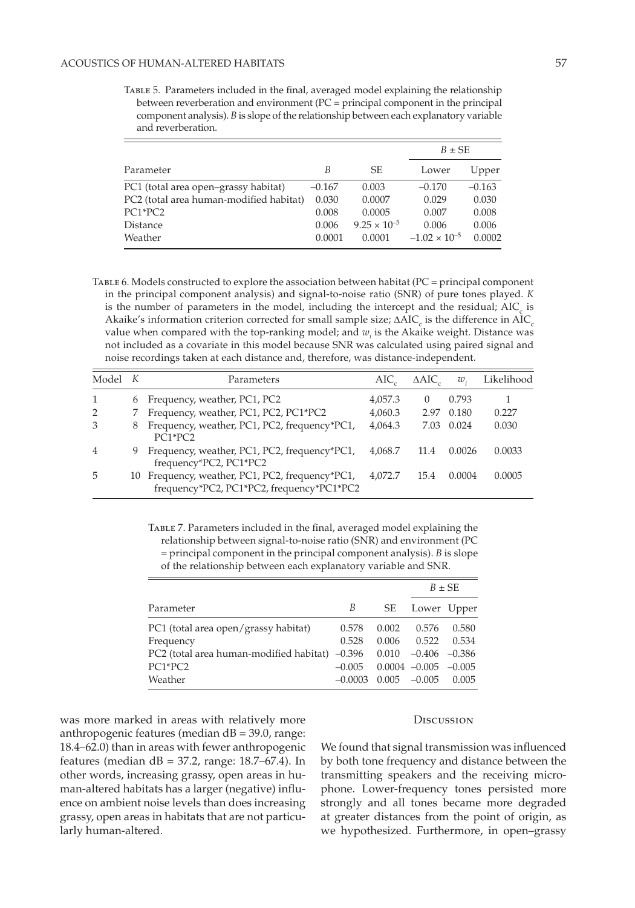Table 5. Parameters included in the final, averaged model explaining the relationship between reverberation and environment (PC = principal component in the principal component analysis). *B* is slope of the relationship between each explanatory variable and reverberation.

| Parameter | *B* | SE | $B \pm$ SE Lower | $B \pm$ SE Upper |
|---|---|---|---|---|
| PC1 (total area open–grassy habitat) | –0.167 | 0.003 | –0.170 | –0.163 |
| PC2 (total area human-modified habitat) | 0.030 | 0.0007 | 0.029 | 0.030 |
| PC1*PC2 | 0.008 | 0.0005 | 0.007 | 0.008 |
| Distance | 0.006 | $9.25 \times 10^{-5}$ | 0.006 | 0.006 |
| Weather | 0.0001 | 0.0001 | $-1.02 \times 10^{-5}$ | 0.0002 |

Table 6. Models constructed to explore the association between habitat (PC = principal component in the principal component analysis) and signal-to-noise ratio (SNR) of pure tones played. *K* is the number of parameters in the model, including the intercept and the residual; $AIC_c$ is Akaike's information criterion corrected for small sample size; $\Delta AIC_c$ is the difference in $AIC_c$ value when compared with the top-ranking model; and $w_i$ is the Akaike weight. Distance was not included as a covariate in this model because SNR was calculated using paired signal and noise recordings taken at each distance and, therefore, was distance-independent.

| Model | *K* | Parameters | $AIC_c$ | $\Delta AIC_c$ | $w_i$ | Likelihood |
|---|---|---|---|---|---|---|
| 1 | 6 | Frequency, weather, PC1, PC2 | 4,057.3 | 0 | 0.793 | 1 |
| 2 | 7 | Frequency, weather, PC1, PC2, PC1*PC2 | 4,060.3 | 2.97 | 0.180 | 0.227 |
| 3 | 8 | Frequency, weather, PC1, PC2, frequency*PC1, PC1*PC2 | 4,064.3 | 7.03 | 0.024 | 0.030 |
| 4 | 9 | Frequency, weather, PC1, PC2, frequency*PC1, frequency*PC2, PC1*PC2 | 4,068.7 | 11.4 | 0.0026 | 0.0033 |
| 5 | 10 | Frequency, weather, PC1, PC2, frequency*PC1, frequency*PC2, PC1*PC2, frequency*PC1*PC2 | 4,072.7 | 15.4 | 0.0004 | 0.0005 |

Table 7. Parameters included in the final, averaged model explaining the relationship between signal-to-noise ratio (SNR) and environment (PC = principal component in the principal component analysis). *B* is slope of the relationship between each explanatory variable and SNR.

| Parameter | *B* | SE | $B \pm$ SE Lower | $B \pm$ SE Upper |
|---|---|---|---|---|
| PC1 (total area open/grassy habitat) | 0.578 | 0.002 | 0.576 | 0.580 |
| Frequency | 0.528 | 0.006 | 0.522 | 0.534 |
| PC2 (total area human-modified habitat) | –0.396 | 0.010 | –0.406 | –0.386 |
| PC1*PC2 | –0.005 | 0.0004 | –0.005 | –0.005 |
| Weather | –0.0003 | 0.005 | –0.005 | 0.005 |

was more marked in areas with relatively more anthropogenic features (median dB = 39.0, range: 18.4–62.0) than in areas with fewer anthropogenic features (median dB = 37.2, range: 18.7–67.4). In other words, increasing grassy, open areas in human-altered habitats has a larger (negative) influence on ambient noise levels than does increasing grassy, open areas in habitats that are not particularly human-altered.

## Discussion

We found that signal transmission was influenced by both tone frequency and distance between the transmitting speakers and the receiving microphone. Lower-frequency tones persisted more strongly and all tones became more degraded at greater distances from the point of origin, as we hypothesized. Furthermore, in open–grassy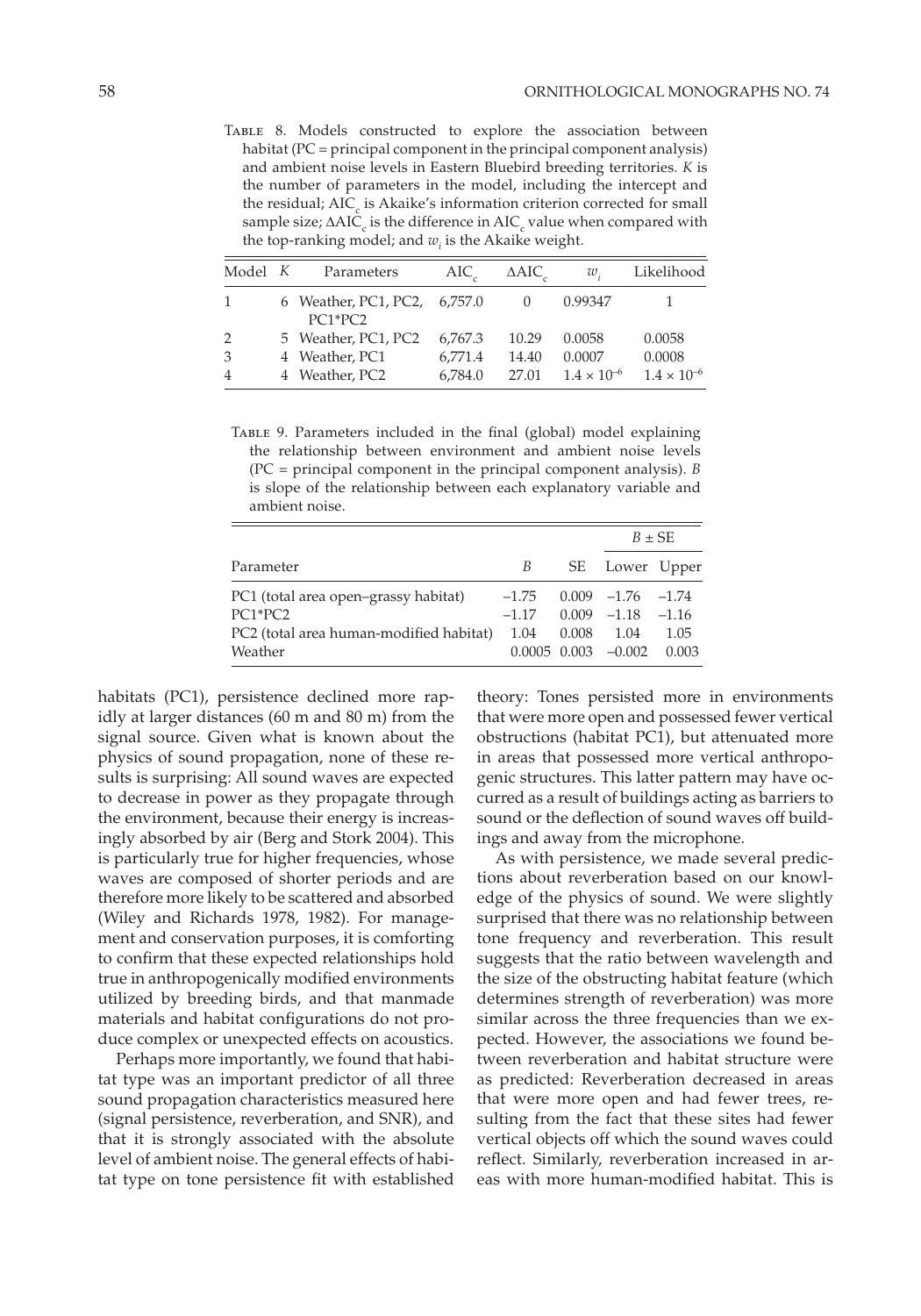Table 8. Models constructed to explore the association between habitat (PC = principal component in the principal component analysis) and ambient noise levels in Eastern Bluebird breeding territories. *K* is the number of parameters in the model, including the intercept and the residual; $AIC_c$ is Akaike's information criterion corrected for small sample size; $\Delta AIC_c$ is the difference in $AIC_c$ value when compared with the top-ranking model; and $w_i$ is the Akaike weight.

| Model | *K* | Parameters | $AIC_c$ | $\Delta AIC_c$ | $w_i$ | Likelihood |
|---|---|---|---|---|---|---|
| 1 | 6 | Weather, PC1, PC2, PC1*PC2 | 6,757.0 | 0 | 0.99347 | 1 |
| 2 | 5 | Weather, PC1, PC2 | 6,767.3 | 10.29 | 0.0058 | 0.0058 |
| 3 | 4 | Weather, PC1 | 6,771.4 | 14.40 | 0.0007 | 0.0008 |
| 4 | 4 | Weather, PC2 | 6,784.0 | 27.01 | $1.4 \times 10^{-6}$ | $1.4 \times 10^{-6}$ |

Table 9. Parameters included in the final (global) model explaining the relationship between environment and ambient noise levels (PC = principal component in the principal component analysis). *B* is slope of the relationship between each explanatory variable and ambient noise.

| | | | $B \pm SE$ | |
|---|---|---|---|---|
| Parameter | *B* | SE | Lower | Upper |
| PC1 (total area open–grassy habitat) | –1.75 | 0.009 | –1.76 | –1.74 |
| PC1*PC2 | –1.17 | 0.009 | –1.18 | –1.16 |
| PC2 (total area human-modified habitat) | 1.04 | 0.008 | 1.04 | 1.05 |
| Weather | 0.0005 | 0.003 | –0.002 | 0.003 |

habitats (PC1), persistence declined more rapidly at larger distances (60 m and 80 m) from the signal source. Given what is known about the physics of sound propagation, none of these results is surprising: All sound waves are expected to decrease in power as they propagate through the environment, because their energy is increasingly absorbed by air (Berg and Stork 2004). This is particularly true for higher frequencies, whose waves are composed of shorter periods and are therefore more likely to be scattered and absorbed (Wiley and Richards 1978, 1982). For management and conservation purposes, it is comforting to confirm that these expected relationships hold true in anthropogenically modified environments utilized by breeding birds, and that manmade materials and habitat configurations do not produce complex or unexpected effects on acoustics.

Perhaps more importantly, we found that habitat type was an important predictor of all three sound propagation characteristics measured here (signal persistence, reverberation, and SNR), and that it is strongly associated with the absolute level of ambient noise. The general effects of habitat type on tone persistence fit with established theory: Tones persisted more in environments that were more open and possessed fewer vertical obstructions (habitat PC1), but attenuated more in areas that possessed more vertical anthropogenic structures. This latter pattern may have occurred as a result of buildings acting as barriers to sound or the deflection of sound waves off buildings and away from the microphone.

As with persistence, we made several predictions about reverberation based on our knowledge of the physics of sound. We were slightly surprised that there was no relationship between tone frequency and reverberation. This result suggests that the ratio between wavelength and the size of the obstructing habitat feature (which determines strength of reverberation) was more similar across the three frequencies than we expected. However, the associations we found between reverberation and habitat structure were as predicted: Reverberation decreased in areas that were more open and had fewer trees, resulting from the fact that these sites had fewer vertical objects off which the sound waves could reflect. Similarly, reverberation increased in areas with more human-modified habitat. This is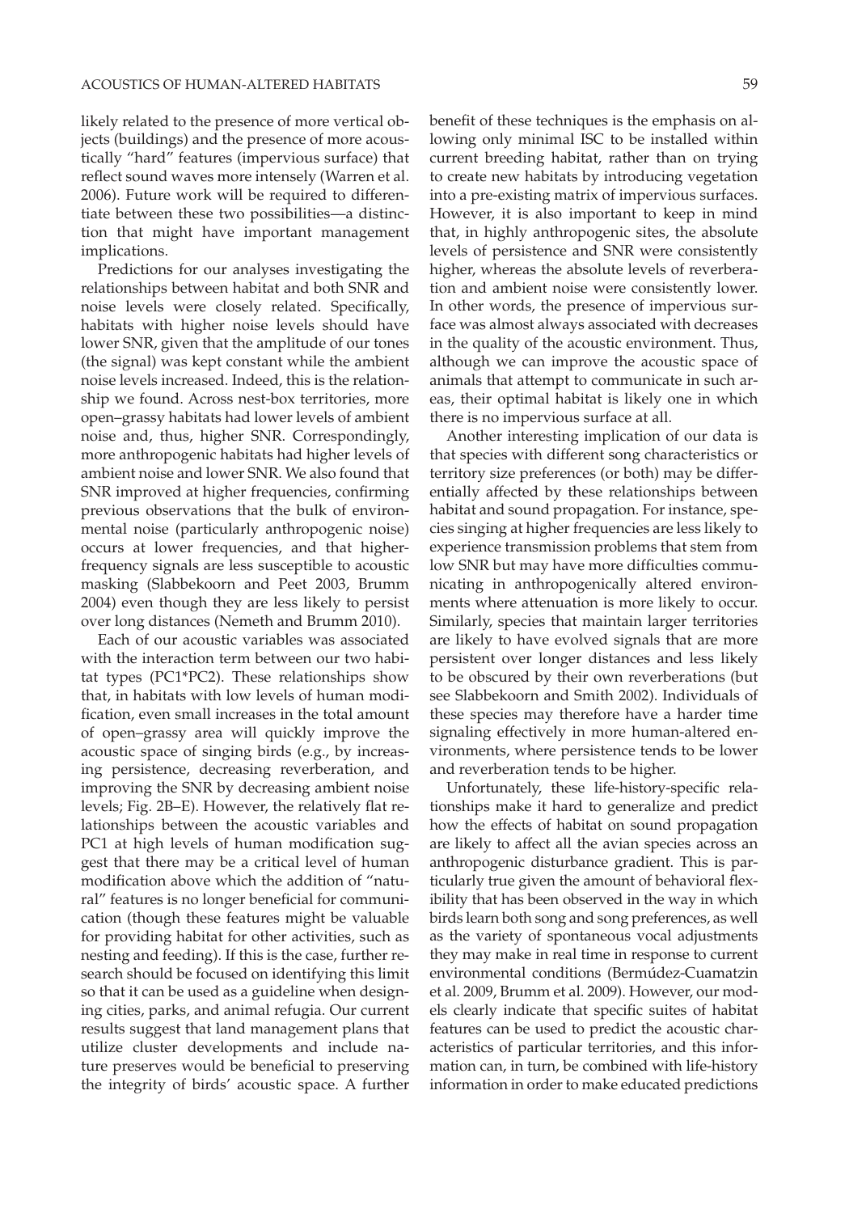likely related to the presence of more vertical objects (buildings) and the presence of more acoustically "hard" features (impervious surface) that reflect sound waves more intensely (Warren et al. 2006). Future work will be required to differentiate between these two possibilities—a distinction that might have important management implications.

Predictions for our analyses investigating the relationships between habitat and both SNR and noise levels were closely related. Specifically, habitats with higher noise levels should have lower SNR, given that the amplitude of our tones (the signal) was kept constant while the ambient noise levels increased. Indeed, this is the relationship we found. Across nest-box territories, more open–grassy habitats had lower levels of ambient noise and, thus, higher SNR. Correspondingly, more anthropogenic habitats had higher levels of ambient noise and lower SNR. We also found that SNR improved at higher frequencies, confirming previous observations that the bulk of environmental noise (particularly anthropogenic noise) occurs at lower frequencies, and that higher-frequency signals are less susceptible to acoustic masking (Slabbekoorn and Peet 2003, Brumm 2004) even though they are less likely to persist over long distances (Nemeth and Brumm 2010).

Each of our acoustic variables was associated with the interaction term between our two habitat types (PC1*PC2). These relationships show that, in habitats with low levels of human modification, even small increases in the total amount of open–grassy area will quickly improve the acoustic space of singing birds (e.g., by increasing persistence, decreasing reverberation, and improving the SNR by decreasing ambient noise levels; Fig. 2B–E). However, the relatively flat relationships between the acoustic variables and PC1 at high levels of human modification suggest that there may be a critical level of human modification above which the addition of "natural" features is no longer beneficial for communication (though these features might be valuable for providing habitat for other activities, such as nesting and feeding). If this is the case, further research should be focused on identifying this limit so that it can be used as a guideline when designing cities, parks, and animal refugia. Our current results suggest that land management plans that utilize cluster developments and include nature preserves would be beneficial to preserving the integrity of birds' acoustic space. A further benefit of these techniques is the emphasis on allowing only minimal ISC to be installed within current breeding habitat, rather than on trying to create new habitats by introducing vegetation into a pre-existing matrix of impervious surfaces. However, it is also important to keep in mind that, in highly anthropogenic sites, the absolute levels of persistence and SNR were consistently higher, whereas the absolute levels of reverberation and ambient noise were consistently lower. In other words, the presence of impervious surface was almost always associated with decreases in the quality of the acoustic environment. Thus, although we can improve the acoustic space of animals that attempt to communicate in such areas, their optimal habitat is likely one in which there is no impervious surface at all.

Another interesting implication of our data is that species with different song characteristics or territory size preferences (or both) may be differentially affected by these relationships between habitat and sound propagation. For instance, species singing at higher frequencies are less likely to experience transmission problems that stem from low SNR but may have more difficulties communicating in anthropogenically altered environments where attenuation is more likely to occur. Similarly, species that maintain larger territories are likely to have evolved signals that are more persistent over longer distances and less likely to be obscured by their own reverberations (but see Slabbekoorn and Smith 2002). Individuals of these species may therefore have a harder time signaling effectively in more human-altered environments, where persistence tends to be lower and reverberation tends to be higher.

Unfortunately, these life-history-specific relationships make it hard to generalize and predict how the effects of habitat on sound propagation are likely to affect all the avian species across an anthropogenic disturbance gradient. This is particularly true given the amount of behavioral flexibility that has been observed in the way in which birds learn both song and song preferences, as well as the variety of spontaneous vocal adjustments they may make in real time in response to current environmental conditions (Bermúdez-Cuamatzin et al. 2009, Brumm et al. 2009). However, our models clearly indicate that specific suites of habitat features can be used to predict the acoustic characteristics of particular territories, and this information can, in turn, be combined with life-history information in order to make educated predictions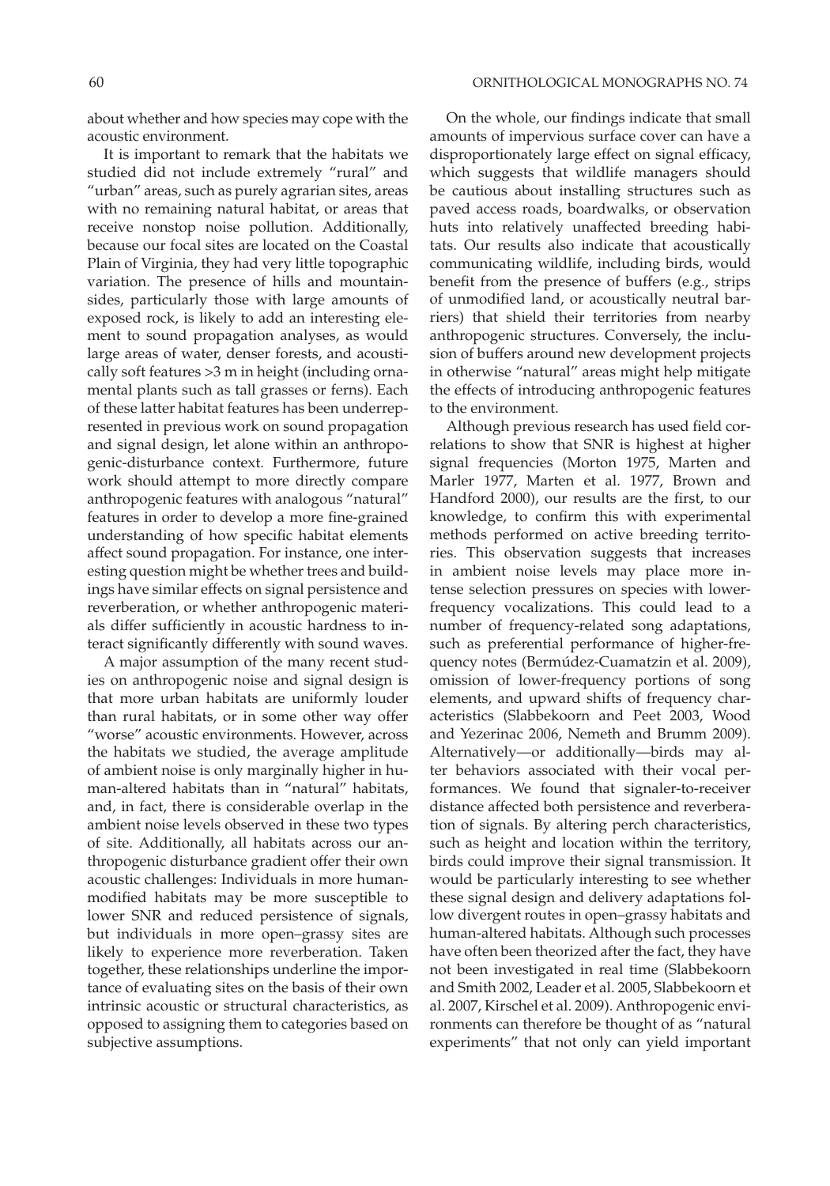about whether and how species may cope with the acoustic environment.

It is important to remark that the habitats we studied did not include extremely "rural" and "urban" areas, such as purely agrarian sites, areas with no remaining natural habitat, or areas that receive nonstop noise pollution. Additionally, because our focal sites are located on the Coastal Plain of Virginia, they had very little topographic variation. The presence of hills and mountainsides, particularly those with large amounts of exposed rock, is likely to add an interesting element to sound propagation analyses, as would large areas of water, denser forests, and acoustically soft features >3 m in height (including ornamental plants such as tall grasses or ferns). Each of these latter habitat features has been underrepresented in previous work on sound propagation and signal design, let alone within an anthropogenic-disturbance context. Furthermore, future work should attempt to more directly compare anthropogenic features with analogous "natural" features in order to develop a more fine-grained understanding of how specific habitat elements affect sound propagation. For instance, one interesting question might be whether trees and buildings have similar effects on signal persistence and reverberation, or whether anthropogenic materials differ sufficiently in acoustic hardness to interact significantly differently with sound waves.

A major assumption of the many recent studies on anthropogenic noise and signal design is that more urban habitats are uniformly louder than rural habitats, or in some other way offer "worse" acoustic environments. However, across the habitats we studied, the average amplitude of ambient noise is only marginally higher in human-altered habitats than in "natural" habitats, and, in fact, there is considerable overlap in the ambient noise levels observed in these two types of site. Additionally, all habitats across our anthropogenic disturbance gradient offer their own acoustic challenges: Individuals in more human-modified habitats may be more susceptible to lower SNR and reduced persistence of signals, but individuals in more open–grassy sites are likely to experience more reverberation. Taken together, these relationships underline the importance of evaluating sites on the basis of their own intrinsic acoustic or structural characteristics, as opposed to assigning them to categories based on subjective assumptions.

On the whole, our findings indicate that small amounts of impervious surface cover can have a disproportionately large effect on signal efficacy, which suggests that wildlife managers should be cautious about installing structures such as paved access roads, boardwalks, or observation huts into relatively unaffected breeding habitats. Our results also indicate that acoustically communicating wildlife, including birds, would benefit from the presence of buffers (e.g., strips of unmodified land, or acoustically neutral barriers) that shield their territories from nearby anthropogenic structures. Conversely, the inclusion of buffers around new development projects in otherwise "natural" areas might help mitigate the effects of introducing anthropogenic features to the environment.

Although previous research has used field correlations to show that SNR is highest at higher signal frequencies (Morton 1975, Marten and Marler 1977, Marten et al. 1977, Brown and Handford 2000), our results are the first, to our knowledge, to confirm this with experimental methods performed on active breeding territories. This observation suggests that increases in ambient noise levels may place more intense selection pressures on species with lower-frequency vocalizations. This could lead to a number of frequency-related song adaptations, such as preferential performance of higher-frequency notes (Bermúdez-Cuamatzin et al. 2009), omission of lower-frequency portions of song elements, and upward shifts of frequency characteristics (Slabbekoorn and Peet 2003, Wood and Yezerinac 2006, Nemeth and Brumm 2009). Alternatively—or additionally—birds may alter behaviors associated with their vocal performances. We found that signaler-to-receiver distance affected both persistence and reverberation of signals. By altering perch characteristics, such as height and location within the territory, birds could improve their signal transmission. It would be particularly interesting to see whether these signal design and delivery adaptations follow divergent routes in open–grassy habitats and human-altered habitats. Although such processes have often been theorized after the fact, they have not been investigated in real time (Slabbekoorn and Smith 2002, Leader et al. 2005, Slabbekoorn et al. 2007, Kirschel et al. 2009). Anthropogenic environments can therefore be thought of as "natural experiments" that not only can yield important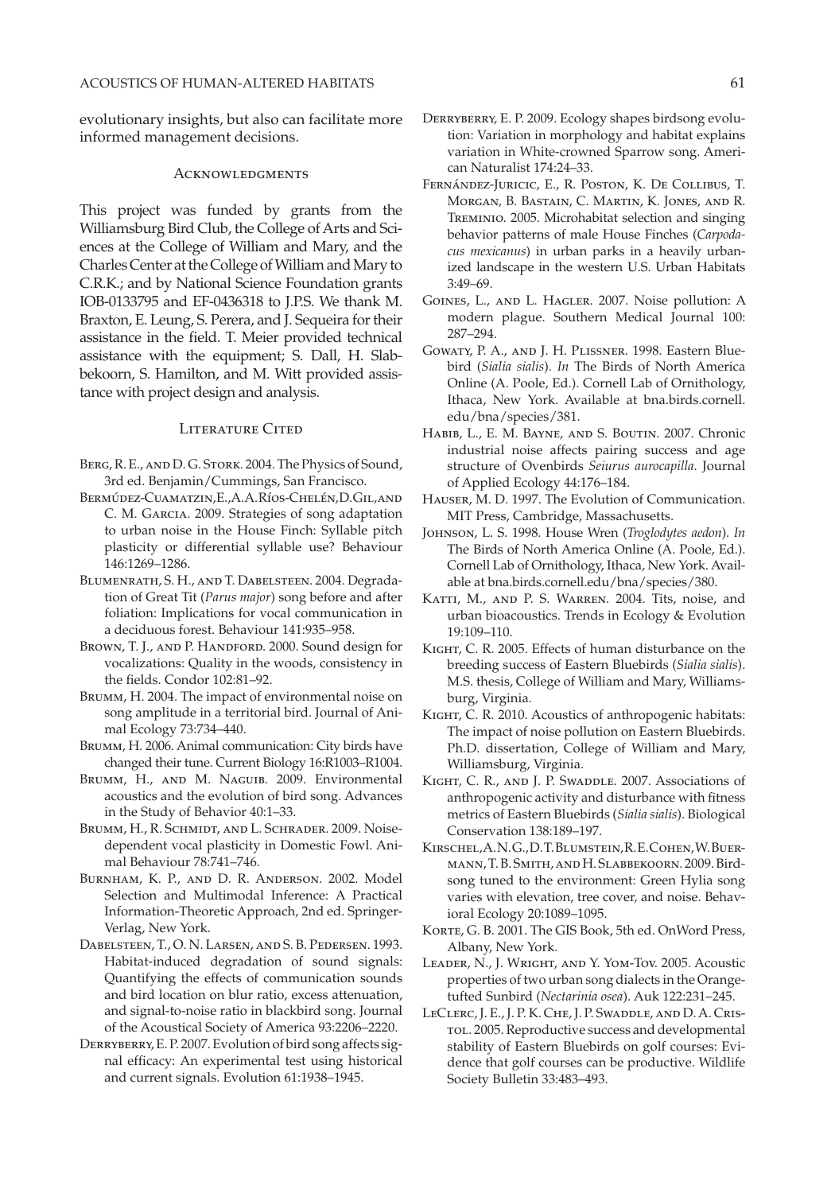evolutionary insights, but also can facilitate more informed management decisions.

## Acknowledgments

This project was funded by grants from the Williamsburg Bird Club, the College of Arts and Sciences at the College of William and Mary, and the Charles Center at the College of William and Mary to C.R.K.; and by National Science Foundation grants IOB-0133795 and EF-0436318 to J.P.S. We thank M. Braxton, E. Leung, S. Perera, and J. Sequeira for their assistance in the field. T. Meier provided technical assistance with the equipment; S. Dall, H. Slabbekoorn, S. Hamilton, and M. Witt provided assistance with project design and analysis.

## Literature Cited

Berg, R. E., and D. G. Stork. 2004. The Physics of Sound, 3rd ed. Benjamin/Cummings, San Francisco.

Bermúdez-Cuamatzin, E., A. A. Ríos-Chelén, D. Gil, and C. M. Garcia. 2009. Strategies of song adaptation to urban noise in the House Finch: Syllable pitch plasticity or differential syllable use? Behaviour 146:1269–1286.

Blumenrath, S. H., and T. Dabelsteen. 2004. Degradation of Great Tit (*Parus major*) song before and after foliation: Implications for vocal communication in a deciduous forest. Behaviour 141:935–958.

Brown, T. J., and P. Handford. 2000. Sound design for vocalizations: Quality in the woods, consistency in the fields. Condor 102:81–92.

Brumm, H. 2004. The impact of environmental noise on song amplitude in a territorial bird. Journal of Animal Ecology 73:734–440.

Brumm, H. 2006. Animal communication: City birds have changed their tune. Current Biology 16:R1003–R1004.

Brumm, H., and M. Naguib. 2009. Environmental acoustics and the evolution of bird song. Advances in the Study of Behavior 40:1–33.

Brumm, H., R. Schmidt, and L. Schrader. 2009. Noise-dependent vocal plasticity in Domestic Fowl. Animal Behaviour 78:741–746.

Burnham, K. P., and D. R. Anderson. 2002. Model Selection and Multimodal Inference: A Practical Information-Theoretic Approach, 2nd ed. Springer-Verlag, New York.

Dabelsteen, T., O. N. Larsen, and S. B. Pedersen. 1993. Habitat-induced degradation of sound signals: Quantifying the effects of communication sounds and bird location on blur ratio, excess attenuation, and signal-to-noise ratio in blackbird song. Journal of the Acoustical Society of America 93:2206–2220.

Derryberry, E. P. 2007. Evolution of bird song affects signal efficacy: An experimental test using historical and current signals. Evolution 61:1938–1945.

Derryberry, E. P. 2009. Ecology shapes birdsong evolution: Variation in morphology and habitat explains variation in White-crowned Sparrow song. American Naturalist 174:24–33.

Fernández-Juricic, E., R. Poston, K. De Collibus, T. Morgan, B. Bastain, C. Martin, K. Jones, and R. Treminio. 2005. Microhabitat selection and singing behavior patterns of male House Finches (*Carpodacus mexicanus*) in urban parks in a heavily urbanized landscape in the western U.S. Urban Habitats 3:49–69.

Goines, L., and L. Hagler. 2007. Noise pollution: A modern plague. Southern Medical Journal 100: 287–294.

Gowaty, P. A., and J. H. Plissner. 1998. Eastern Bluebird (*Sialia sialis*). *In* The Birds of North America Online (A. Poole, Ed.). Cornell Lab of Ornithology, Ithaca, New York. Available at bna.birds.cornell.edu/bna/species/381.

Habib, L., E. M. Bayne, and S. Boutin. 2007. Chronic industrial noise affects pairing success and age structure of Ovenbirds *Seiurus aurocapilla*. Journal of Applied Ecology 44:176–184.

Hauser, M. D. 1997. The Evolution of Communication. MIT Press, Cambridge, Massachusetts.

Johnson, L. S. 1998. House Wren (*Troglodytes aedon*). *In* The Birds of North America Online (A. Poole, Ed.). Cornell Lab of Ornithology, Ithaca, New York. Available at bna.birds.cornell.edu/bna/species/380.

Katti, M., and P. S. Warren. 2004. Tits, noise, and urban bioacoustics. Trends in Ecology & Evolution 19:109–110.

Kight, C. R. 2005. Effects of human disturbance on the breeding success of Eastern Bluebirds (*Sialia sialis*). M.S. thesis, College of William and Mary, Williamsburg, Virginia.

Kight, C. R. 2010. Acoustics of anthropogenic habitats: The impact of noise pollution on Eastern Bluebirds. Ph.D. dissertation, College of William and Mary, Williamsburg, Virginia.

Kight, C. R., and J. P. Swaddle. 2007. Associations of anthropogenic activity and disturbance with fitness metrics of Eastern Bluebirds (*Sialia sialis*). Biological Conservation 138:189–197.

Kirschel, A. N. G., D. T. Blumstein, R. E. Cohen, W. Buermann, T. B. Smith, and H. Slabbekoorn. 2009. Birdsong tuned to the environment: Green Hylia song varies with elevation, tree cover, and noise. Behavioral Ecology 20:1089–1095.

Korte, G. B. 2001. The GIS Book, 5th ed. OnWord Press, Albany, New York.

Leader, N., J. Wright, and Y. Yom-Tov. 2005. Acoustic properties of two urban song dialects in the Orange-tufted Sunbird (*Nectarinia osea*). Auk 122:231–245.

LeClerc, J. E., J. P. K. Che, J. P. Swaddle, and D. A. Cristol. 2005. Reproductive success and developmental stability of Eastern Bluebirds on golf courses: Evidence that golf courses can be productive. Wildlife Society Bulletin 33:483–493.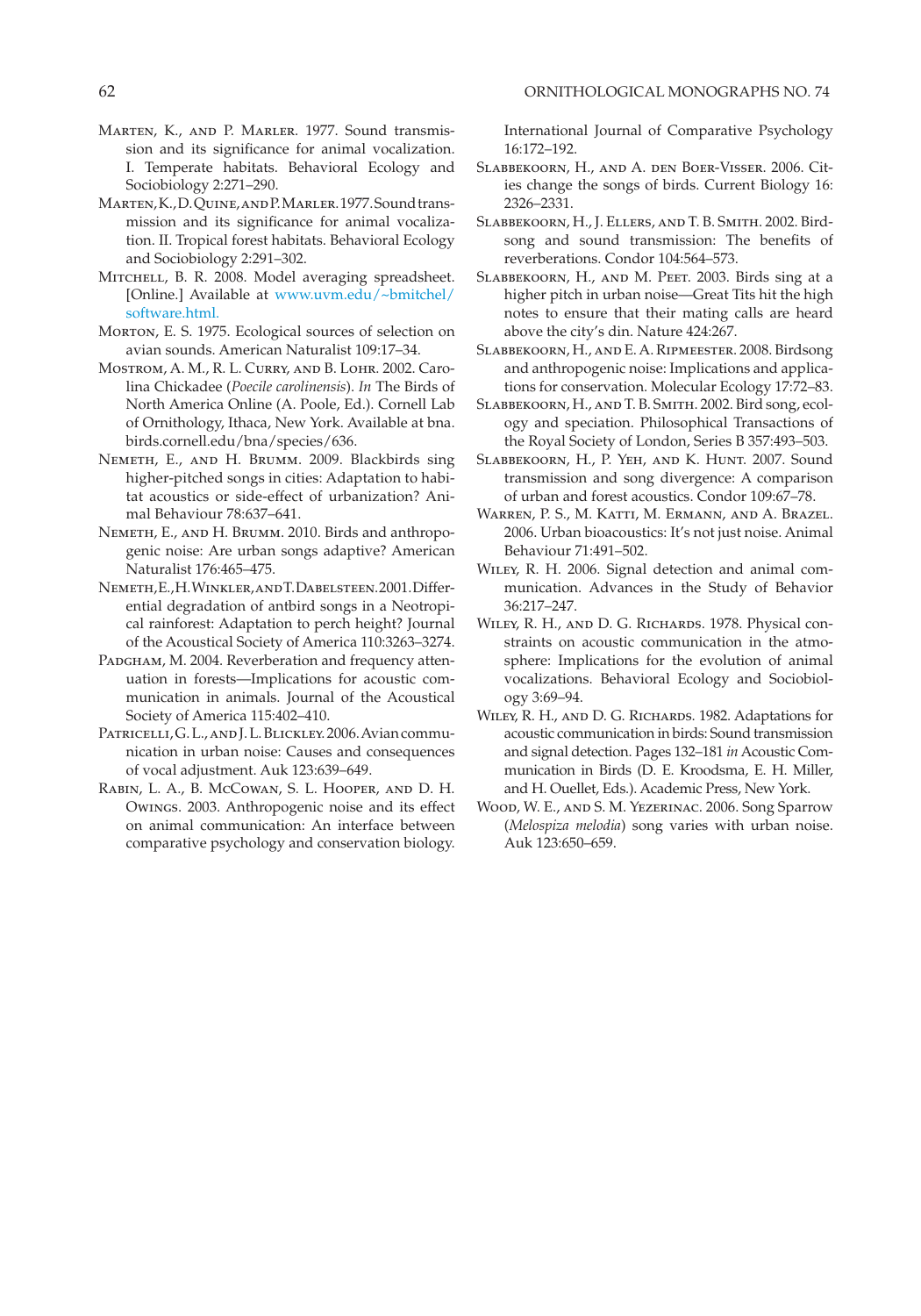Marten, K., and P. Marler. 1977. Sound transmission and its significance for animal vocalization. I. Temperate habitats. Behavioral Ecology and Sociobiology 2:271–290.

Marten, K., D. Quine, and P. Marler. 1977. Sound transmission and its significance for animal vocalization. II. Tropical forest habitats. Behavioral Ecology and Sociobiology 2:291–302.

Mitchell, B. R. 2008. Model averaging spreadsheet. [Online.] Available at www.uvm.edu/~bmitchel/software.html.

Morton, E. S. 1975. Ecological sources of selection on avian sounds. American Naturalist 109:17–34.

Mostrom, A. M., R. L. Curry, and B. Lohr. 2002. Carolina Chickadee (*Poecile carolinensis*). *In* The Birds of North America Online (A. Poole, Ed.). Cornell Lab of Ornithology, Ithaca, New York. Available at bna.birds.cornell.edu/bna/species/636.

Nemeth, E., and H. Brumm. 2009. Blackbirds sing higher-pitched songs in cities: Adaptation to habitat acoustics or side-effect of urbanization? Animal Behaviour 78:637–641.

Nemeth, E., and H. Brumm. 2010. Birds and anthropogenic noise: Are urban songs adaptive? American Naturalist 176:465–475.

Nemeth, E., H. Winkler, and T. Dabelsteen. 2001. Differential degradation of antbird songs in a Neotropical rainforest: Adaptation to perch height? Journal of the Acoustical Society of America 110:3263–3274.

Padgham, M. 2004. Reverberation and frequency attenuation in forests—Implications for acoustic communication in animals. Journal of the Acoustical Society of America 115:402–410.

Patricelli, G. L., and J. L. Blickley. 2006. Avian communication in urban noise: Causes and consequences of vocal adjustment. Auk 123:639–649.

Rabin, L. A., B. McCowan, S. L. Hooper, and D. H. Owings. 2003. Anthropogenic noise and its effect on animal communication: An interface between comparative psychology and conservation biology. International Journal of Comparative Psychology 16:172–192.

Slabbekoorn, H., and A. den Boer-Visser. 2006. Cities change the songs of birds. Current Biology 16: 2326–2331.

Slabbekoorn, H., J. Ellers, and T. B. Smith. 2002. Birdsong and sound transmission: The benefits of reverberations. Condor 104:564–573.

Slabbekoorn, H., and M. Peet. 2003. Birds sing at a higher pitch in urban noise—Great Tits hit the high notes to ensure that their mating calls are heard above the city's din. Nature 424:267.

Slabbekoorn, H., and E. A. Ripmeester. 2008. Birdsong and anthropogenic noise: Implications and applications for conservation. Molecular Ecology 17:72–83.

Slabbekoorn, H., and T. B. Smith. 2002. Bird song, ecology and speciation. Philosophical Transactions of the Royal Society of London, Series B 357:493–503.

Slabbekoorn, H., P. Yeh, and K. Hunt. 2007. Sound transmission and song divergence: A comparison of urban and forest acoustics. Condor 109:67–78.

Warren, P. S., M. Katti, M. Ermann, and A. Brazel. 2006. Urban bioacoustics: It's not just noise. Animal Behaviour 71:491–502.

Wiley, R. H. 2006. Signal detection and animal communication. Advances in the Study of Behavior 36:217–247.

Wiley, R. H., and D. G. Richards. 1978. Physical constraints on acoustic communication in the atmosphere: Implications for the evolution of animal vocalizations. Behavioral Ecology and Sociobiology 3:69–94.

Wiley, R. H., and D. G. Richards. 1982. Adaptations for acoustic communication in birds: Sound transmission and signal detection. Pages 132–181 *in* Acoustic Communication in Birds (D. E. Kroodsma, E. H. Miller, and H. Ouellet, Eds.). Academic Press, New York.

Wood, W. E., and S. M. Yezerinac. 2006. Song Sparrow (*Melospiza melodia*) song varies with urban noise. Auk 123:650–659.